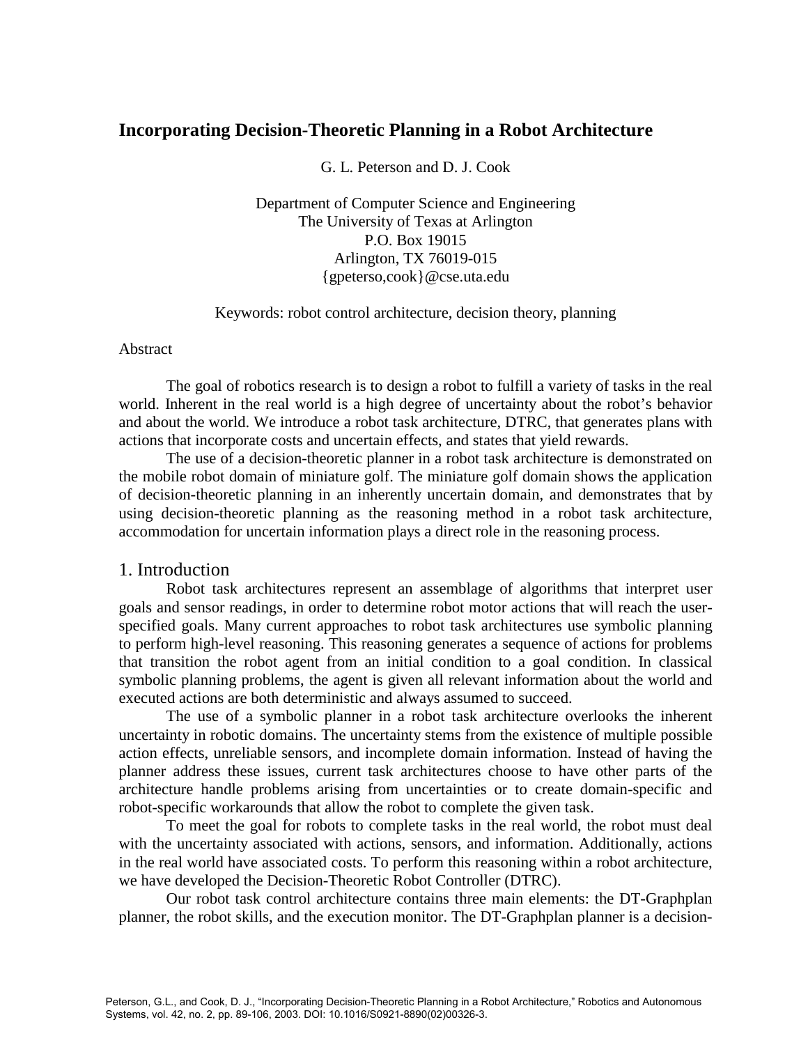# Incorporating Decision-Theoretic Planning in a Robot Architecture

G. L. Peterson and D. J. Cook

Department of Computer Science and Engineering
The University of Texas at Arlington
P.O. Box 19015
Arlington, TX 76019-015
{gpeterso,cook}@cse.uta.edu

Keywords: robot control architecture, decision theory, planning

Abstract

The goal of robotics research is to design a robot to fulfill a variety of tasks in the real world. Inherent in the real world is a high degree of uncertainty about the robot's behavior and about the world. We introduce a robot task architecture, DTRC, that generates plans with actions that incorporate costs and uncertain effects, and states that yield rewards.

The use of a decision-theoretic planner in a robot task architecture is demonstrated on the mobile robot domain of miniature golf. The miniature golf domain shows the application of decision-theoretic planning in an inherently uncertain domain, and demonstrates that by using decision-theoretic planning as the reasoning method in a robot task architecture, accommodation for uncertain information plays a direct role in the reasoning process.

## 1. Introduction

Robot task architectures represent an assemblage of algorithms that interpret user goals and sensor readings, in order to determine robot motor actions that will reach the user-specified goals. Many current approaches to robot task architectures use symbolic planning to perform high-level reasoning. This reasoning generates a sequence of actions for problems that transition the robot agent from an initial condition to a goal condition. In classical symbolic planning problems, the agent is given all relevant information about the world and executed actions are both deterministic and always assumed to succeed.

The use of a symbolic planner in a robot task architecture overlooks the inherent uncertainty in robotic domains. The uncertainty stems from the existence of multiple possible action effects, unreliable sensors, and incomplete domain information. Instead of having the planner address these issues, current task architectures choose to have other parts of the architecture handle problems arising from uncertainties or to create domain-specific and robot-specific workarounds that allow the robot to complete the given task.

To meet the goal for robots to complete tasks in the real world, the robot must deal with the uncertainty associated with actions, sensors, and information. Additionally, actions in the real world have associated costs. To perform this reasoning within a robot architecture, we have developed the Decision-Theoretic Robot Controller (DTRC).

Our robot task control architecture contains three main elements: the DT-Graphplan planner, the robot skills, and the execution monitor. The DT-Graphplan planner is a decision-

Peterson, G.L., and Cook, D. J., "Incorporating Decision-Theoretic Planning in a Robot Architecture," Robotics and Autonomous Systems, vol. 42, no. 2, pp. 89-106, 2003. DOI: 10.1016/S0921-8890(02)00326-3.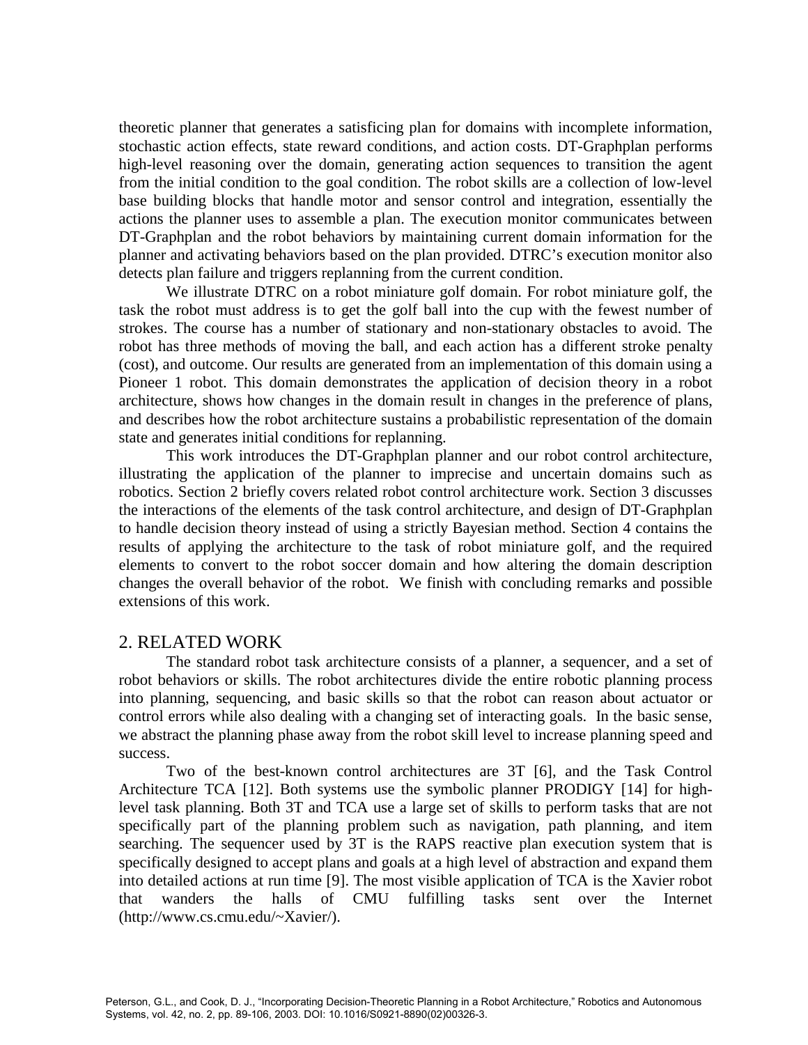theoretic planner that generates a satisficing plan for domains with incomplete information, stochastic action effects, state reward conditions, and action costs. DT-Graphplan performs high-level reasoning over the domain, generating action sequences to transition the agent from the initial condition to the goal condition. The robot skills are a collection of low-level base building blocks that handle motor and sensor control and integration, essentially the actions the planner uses to assemble a plan. The execution monitor communicates between DT-Graphplan and the robot behaviors by maintaining current domain information for the planner and activating behaviors based on the plan provided. DTRC's execution monitor also detects plan failure and triggers replanning from the current condition.

We illustrate DTRC on a robot miniature golf domain. For robot miniature golf, the task the robot must address is to get the golf ball into the cup with the fewest number of strokes. The course has a number of stationary and non-stationary obstacles to avoid. The robot has three methods of moving the ball, and each action has a different stroke penalty (cost), and outcome. Our results are generated from an implementation of this domain using a Pioneer 1 robot. This domain demonstrates the application of decision theory in a robot architecture, shows how changes in the domain result in changes in the preference of plans, and describes how the robot architecture sustains a probabilistic representation of the domain state and generates initial conditions for replanning.

This work introduces the DT-Graphplan planner and our robot control architecture, illustrating the application of the planner to imprecise and uncertain domains such as robotics. Section 2 briefly covers related robot control architecture work. Section 3 discusses the interactions of the elements of the task control architecture, and design of DT-Graphplan to handle decision theory instead of using a strictly Bayesian method. Section 4 contains the results of applying the architecture to the task of robot miniature golf, and the required elements to convert to the robot soccer domain and how altering the domain description changes the overall behavior of the robot. We finish with concluding remarks and possible extensions of this work.

## 2. RELATED WORK

The standard robot task architecture consists of a planner, a sequencer, and a set of robot behaviors or skills. The robot architectures divide the entire robotic planning process into planning, sequencing, and basic skills so that the robot can reason about actuator or control errors while also dealing with a changing set of interacting goals. In the basic sense, we abstract the planning phase away from the robot skill level to increase planning speed and success.

Two of the best-known control architectures are 3T [6], and the Task Control Architecture TCA [12]. Both systems use the symbolic planner PRODIGY [14] for high-level task planning. Both 3T and TCA use a large set of skills to perform tasks that are not specifically part of the planning problem such as navigation, path planning, and item searching. The sequencer used by 3T is the RAPS reactive plan execution system that is specifically designed to accept plans and goals at a high level of abstraction and expand them into detailed actions at run time [9]. The most visible application of TCA is the Xavier robot that wanders the halls of CMU fulfilling tasks sent over the Internet (http://www.cs.cmu.edu/~Xavier/).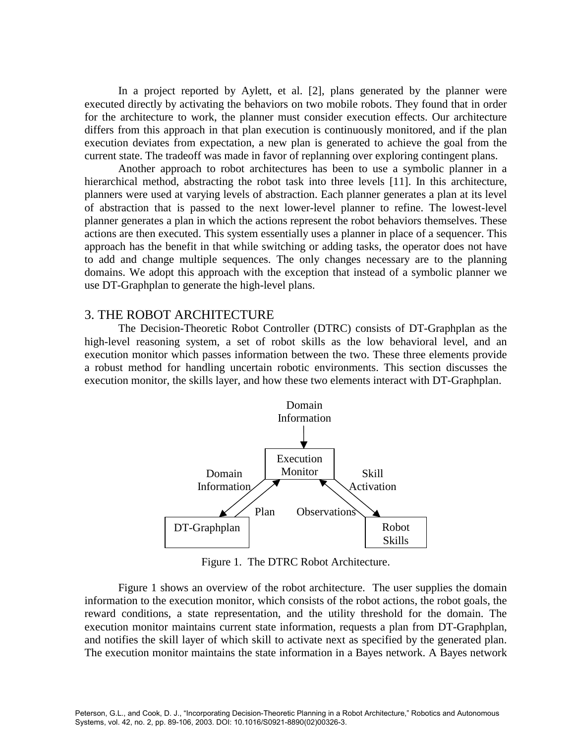In a project reported by Aylett, et al. [2], plans generated by the planner were executed directly by activating the behaviors on two mobile robots. They found that in order for the architecture to work, the planner must consider execution effects. Our architecture differs from this approach in that plan execution is continuously monitored, and if the plan execution deviates from expectation, a new plan is generated to achieve the goal from the current state. The tradeoff was made in favor of replanning over exploring contingent plans.

Another approach to robot architectures has been to use a symbolic planner in a hierarchical method, abstracting the robot task into three levels [11]. In this architecture, planners were used at varying levels of abstraction. Each planner generates a plan at its level of abstraction that is passed to the next lower-level planner to refine. The lowest-level planner generates a plan in which the actions represent the robot behaviors themselves. These actions are then executed. This system essentially uses a planner in place of a sequencer. This approach has the benefit in that while switching or adding tasks, the operator does not have to add and change multiple sequences. The only changes necessary are to the planning domains. We adopt this approach with the exception that instead of a symbolic planner we use DT-Graphplan to generate the high-level plans.

## 3. THE ROBOT ARCHITECTURE

The Decision-Theoretic Robot Controller (DTRC) consists of DT-Graphplan as the high-level reasoning system, a set of robot skills as the low behavioral level, and an execution monitor which passes information between the two. These three elements provide a robust method for handling uncertain robotic environments. This section discusses the execution monitor, the skills layer, and how these two elements interact with DT-Graphplan.

Domain Information → Execution Monitor; Execution Monitor → DT-Graphplan (Domain Information); DT-Graphplan → Execution Monitor (Plan); Execution Monitor → Robot Skills (Skill Activation); Robot Skills → Execution Monitor (Observations)

Figure 1. The DTRC Robot Architecture.

Figure 1 shows an overview of the robot architecture. The user supplies the domain information to the execution monitor, which consists of the robot actions, the robot goals, the reward conditions, a state representation, and the utility threshold for the domain. The execution monitor maintains current state information, requests a plan from DT-Graphplan, and notifies the skill layer of which skill to activate next as specified by the generated plan. The execution monitor maintains the state information in a Bayes network. A Bayes network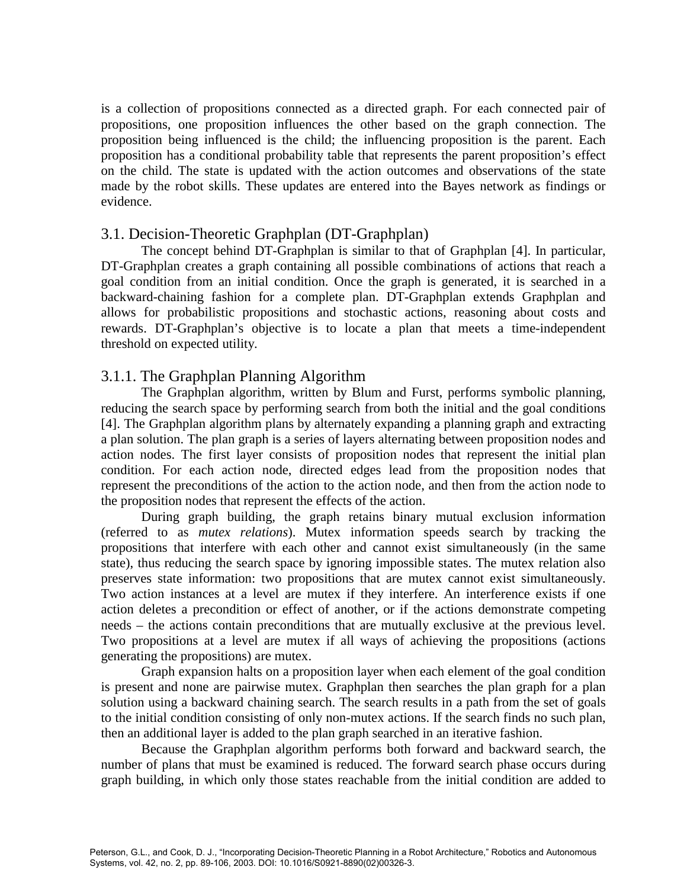is a collection of propositions connected as a directed graph. For each connected pair of propositions, one proposition influences the other based on the graph connection. The proposition being influenced is the child; the influencing proposition is the parent. Each proposition has a conditional probability table that represents the parent proposition's effect on the child. The state is updated with the action outcomes and observations of the state made by the robot skills. These updates are entered into the Bayes network as findings or evidence.

### 3.1. Decision-Theoretic Graphplan (DT-Graphplan)

The concept behind DT-Graphplan is similar to that of Graphplan [4]. In particular, DT-Graphplan creates a graph containing all possible combinations of actions that reach a goal condition from an initial condition. Once the graph is generated, it is searched in a backward-chaining fashion for a complete plan. DT-Graphplan extends Graphplan and allows for probabilistic propositions and stochastic actions, reasoning about costs and rewards. DT-Graphplan's objective is to locate a plan that meets a time-independent threshold on expected utility.

#### 3.1.1. The Graphplan Planning Algorithm

The Graphplan algorithm, written by Blum and Furst, performs symbolic planning, reducing the search space by performing search from both the initial and the goal conditions [4]. The Graphplan algorithm plans by alternately expanding a planning graph and extracting a plan solution. The plan graph is a series of layers alternating between proposition nodes and action nodes. The first layer consists of proposition nodes that represent the initial plan condition. For each action node, directed edges lead from the proposition nodes that represent the preconditions of the action to the action node, and then from the action node to the proposition nodes that represent the effects of the action.

During graph building, the graph retains binary mutual exclusion information (referred to as *mutex relations*). Mutex information speeds search by tracking the propositions that interfere with each other and cannot exist simultaneously (in the same state), thus reducing the search space by ignoring impossible states. The mutex relation also preserves state information: two propositions that are mutex cannot exist simultaneously. Two action instances at a level are mutex if they interfere. An interference exists if one action deletes a precondition or effect of another, or if the actions demonstrate competing needs – the actions contain preconditions that are mutually exclusive at the previous level. Two propositions at a level are mutex if all ways of achieving the propositions (actions generating the propositions) are mutex.

Graph expansion halts on a proposition layer when each element of the goal condition is present and none are pairwise mutex. Graphplan then searches the plan graph for a plan solution using a backward chaining search. The search results in a path from the set of goals to the initial condition consisting of only non-mutex actions. If the search finds no such plan, then an additional layer is added to the plan graph searched in an iterative fashion.

Because the Graphplan algorithm performs both forward and backward search, the number of plans that must be examined is reduced. The forward search phase occurs during graph building, in which only those states reachable from the initial condition are added to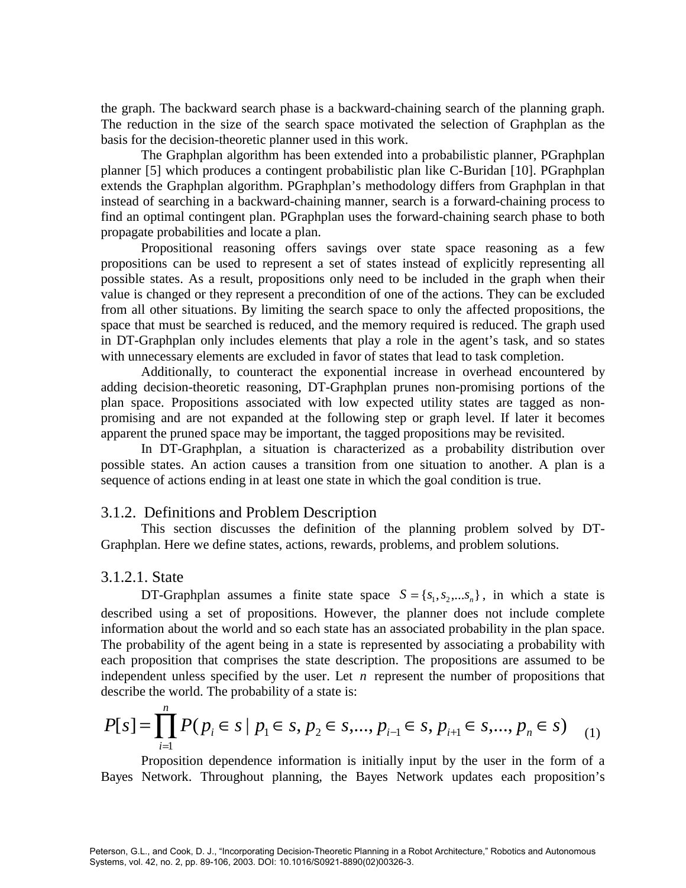the graph. The backward search phase is a backward-chaining search of the planning graph. The reduction in the size of the search space motivated the selection of Graphplan as the basis for the decision-theoretic planner used in this work.

The Graphplan algorithm has been extended into a probabilistic planner, PGraphplan planner [5] which produces a contingent probabilistic plan like C-Buridan [10]. PGraphplan extends the Graphplan algorithm. PGraphplan's methodology differs from Graphplan in that instead of searching in a backward-chaining manner, search is a forward-chaining process to find an optimal contingent plan. PGraphplan uses the forward-chaining search phase to both propagate probabilities and locate a plan.

Propositional reasoning offers savings over state space reasoning as a few propositions can be used to represent a set of states instead of explicitly representing all possible states. As a result, propositions only need to be included in the graph when their value is changed or they represent a precondition of one of the actions. They can be excluded from all other situations. By limiting the search space to only the affected propositions, the space that must be searched is reduced, and the memory required is reduced. The graph used in DT-Graphplan only includes elements that play a role in the agent's task, and so states with unnecessary elements are excluded in favor of states that lead to task completion.

Additionally, to counteract the exponential increase in overhead encountered by adding decision-theoretic reasoning, DT-Graphplan prunes non-promising portions of the plan space. Propositions associated with low expected utility states are tagged as non-promising and are not expanded at the following step or graph level. If later it becomes apparent the pruned space may be important, the tagged propositions may be revisited.

In DT-Graphplan, a situation is characterized as a probability distribution over possible states. An action causes a transition from one situation to another. A plan is a sequence of actions ending in at least one state in which the goal condition is true.

### 3.1.2. Definitions and Problem Description

This section discusses the definition of the planning problem solved by DT-Graphplan. Here we define states, actions, rewards, problems, and problem solutions.

#### 3.1.2.1. State

DT-Graphplan assumes a finite state space $S = \{s_1, s_2, ... s_n\}$, in which a state is described using a set of propositions. However, the planner does not include complete information about the world and so each state has an associated probability in the plan space. The probability of the agent being in a state is represented by associating a probability with each proposition that comprises the state description. The propositions are assumed to be independent unless specified by the user. Let $n$ represent the number of propositions that describe the world. The probability of a state is:

$$P[s] = \prod_{i=1}^{n} P(p_i \in s \mid p_1 \in s, p_2 \in s, ..., p_{i-1} \in s, p_{i+1} \in s, ..., p_n \in s) \quad (1)$$

Proposition dependence information is initially input by the user in the form of a Bayes Network. Throughout planning, the Bayes Network updates each proposition's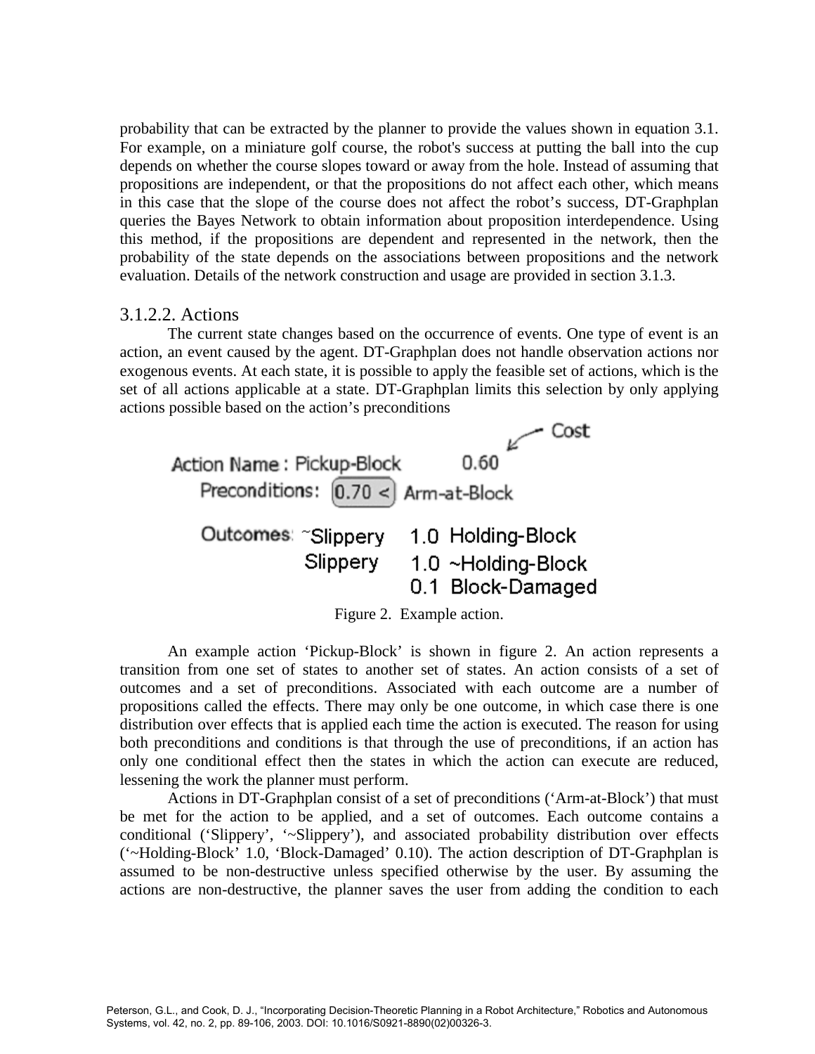probability that can be extracted by the planner to provide the values shown in equation 3.1. For example, on a miniature golf course, the robot's success at putting the ball into the cup depends on whether the course slopes toward or away from the hole. Instead of assuming that propositions are independent, or that the propositions do not affect each other, which means in this case that the slope of the course does not affect the robot's success, DT-Graphplan queries the Bayes Network to obtain information about proposition interdependence. Using this method, if the propositions are dependent and represented in the network, then the probability of the state depends on the associations between propositions and the network evaluation. Details of the network construction and usage are provided in section 3.1.3.

### 3.1.2.2. Actions

The current state changes based on the occurrence of events. One type of event is an action, an event caused by the agent. DT-Graphplan does not handle observation actions nor exogenous events. At each state, it is possible to apply the feasible set of actions, which is the set of all actions applicable at a state. DT-Graphplan limits this selection by only applying actions possible based on the action's preconditions

```
                                              Cost
Action Name : Pickup-Block        0.60
   Preconditions:  0.70 <  Arm-at-Block

   Outcomes: ~Slippery    1.0  Holding-Block
              Slippery    1.0  ~Holding-Block
                          0.1  Block-Damaged
```

Figure 2. Example action.

An example action 'Pickup-Block' is shown in figure 2. An action represents a transition from one set of states to another set of states. An action consists of a set of outcomes and a set of preconditions. Associated with each outcome are a number of propositions called the effects. There may only be one outcome, in which case there is one distribution over effects that is applied each time the action is executed. The reason for using both preconditions and conditions is that through the use of preconditions, if an action has only one conditional effect then the states in which the action can execute are reduced, lessening the work the planner must perform.

Actions in DT-Graphplan consist of a set of preconditions ('Arm-at-Block') that must be met for the action to be applied, and a set of outcomes. Each outcome contains a conditional ('Slippery', '~Slippery'), and associated probability distribution over effects ('~Holding-Block' 1.0, 'Block-Damaged' 0.10). The action description of DT-Graphplan is assumed to be non-destructive unless specified otherwise by the user. By assuming the actions are non-destructive, the planner saves the user from adding the condition to each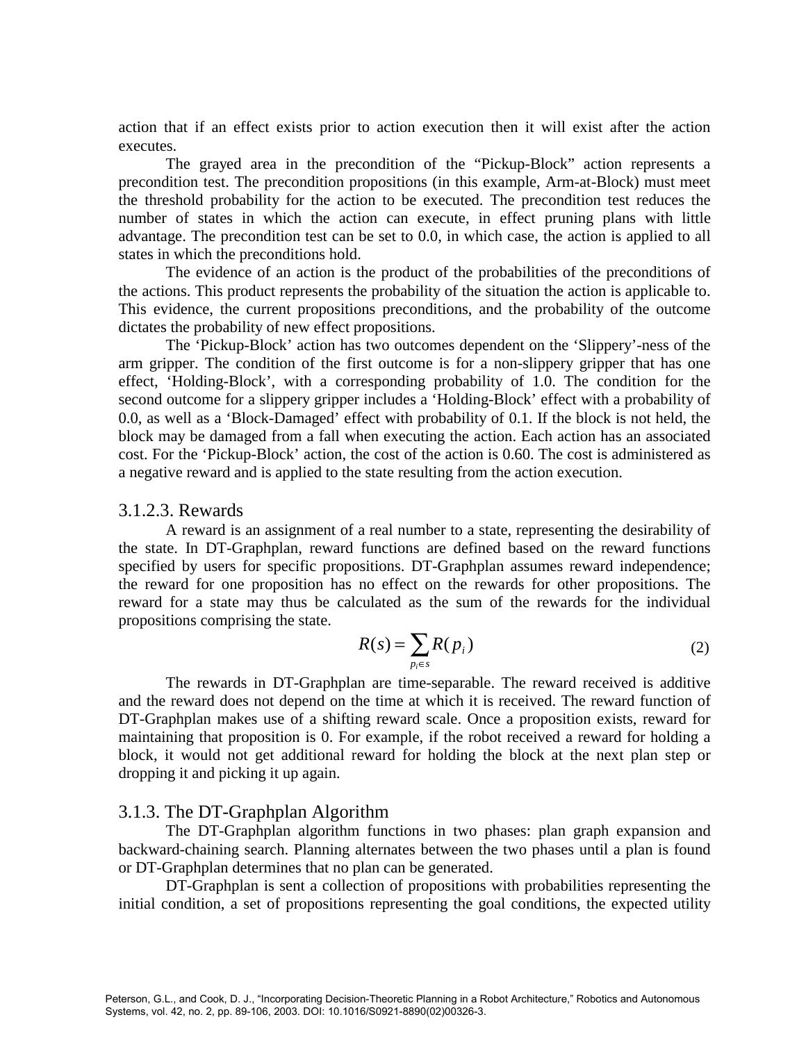action that if an effect exists prior to action execution then it will exist after the action executes.

The grayed area in the precondition of the "Pickup-Block" action represents a precondition test. The precondition propositions (in this example, Arm-at-Block) must meet the threshold probability for the action to be executed. The precondition test reduces the number of states in which the action can execute, in effect pruning plans with little advantage. The precondition test can be set to 0.0, in which case, the action is applied to all states in which the preconditions hold.

The evidence of an action is the product of the probabilities of the preconditions of the actions. This product represents the probability of the situation the action is applicable to. This evidence, the current propositions preconditions, and the probability of the outcome dictates the probability of new effect propositions.

The 'Pickup-Block' action has two outcomes dependent on the 'Slippery'-ness of the arm gripper. The condition of the first outcome is for a non-slippery gripper that has one effect, 'Holding-Block', with a corresponding probability of 1.0. The condition for the second outcome for a slippery gripper includes a 'Holding-Block' effect with a probability of 0.0, as well as a 'Block-Damaged' effect with probability of 0.1. If the block is not held, the block may be damaged from a fall when executing the action. Each action has an associated cost. For the 'Pickup-Block' action, the cost of the action is 0.60. The cost is administered as a negative reward and is applied to the state resulting from the action execution.

### 3.1.2.3. Rewards

A reward is an assignment of a real number to a state, representing the desirability of the state. In DT-Graphplan, reward functions are defined based on the reward functions specified by users for specific propositions. DT-Graphplan assumes reward independence; the reward for one proposition has no effect on the rewards for other propositions. The reward for a state may thus be calculated as the sum of the rewards for the individual propositions comprising the state.

$$R(s) = \sum_{p_i \in s} R(p_i) \tag{2}$$

The rewards in DT-Graphplan are time-separable. The reward received is additive and the reward does not depend on the time at which it is received. The reward function of DT-Graphplan makes use of a shifting reward scale. Once a proposition exists, reward for maintaining that proposition is 0. For example, if the robot received a reward for holding a block, it would not get additional reward for holding the block at the next plan step or dropping it and picking it up again.

## 3.1.3. The DT-Graphplan Algorithm

The DT-Graphplan algorithm functions in two phases: plan graph expansion and backward-chaining search. Planning alternates between the two phases until a plan is found or DT-Graphplan determines that no plan can be generated.

DT-Graphplan is sent a collection of propositions with probabilities representing the initial condition, a set of propositions representing the goal conditions, the expected utility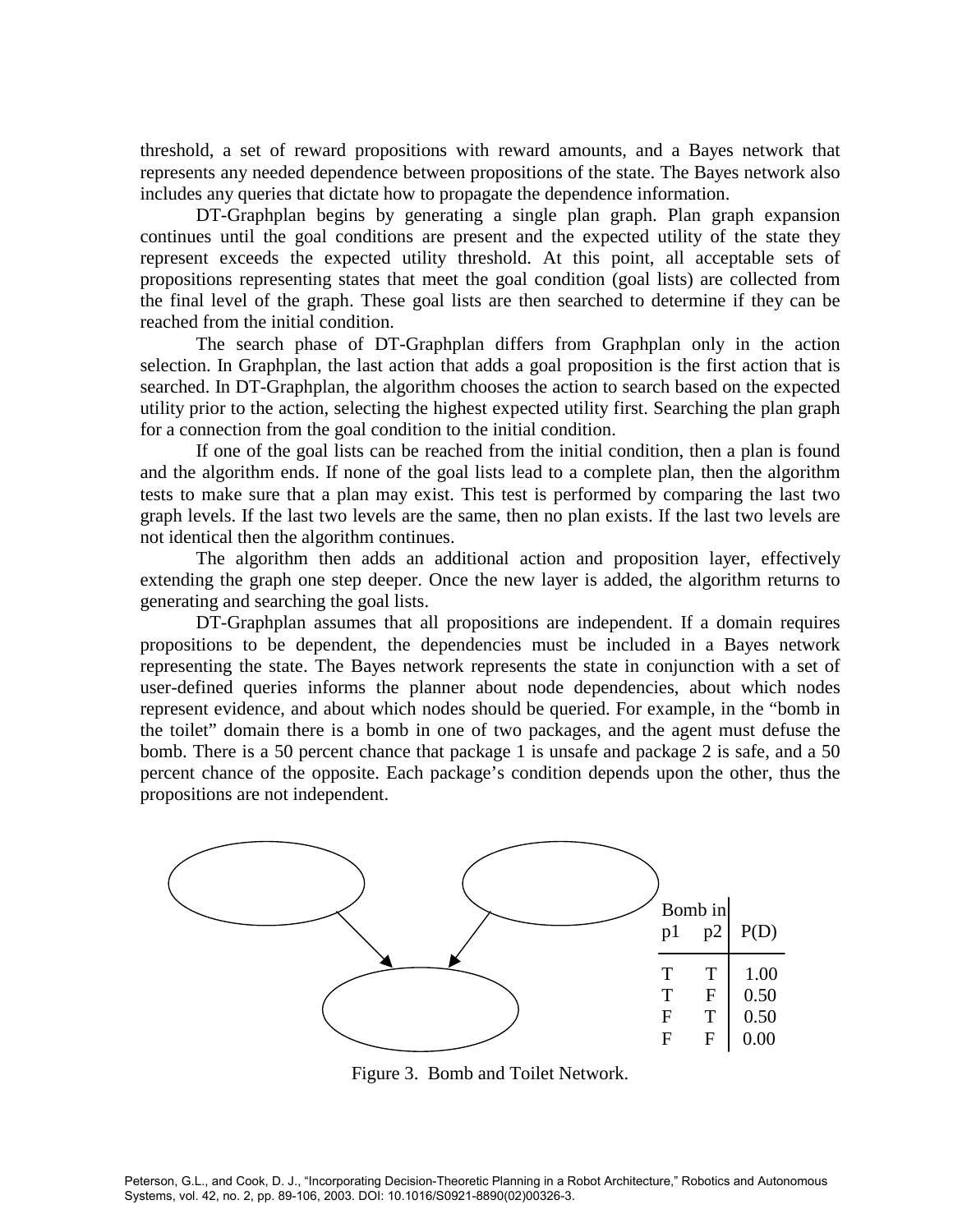threshold, a set of reward propositions with reward amounts, and a Bayes network that represents any needed dependence between propositions of the state. The Bayes network also includes any queries that dictate how to propagate the dependence information.

DT-Graphplan begins by generating a single plan graph. Plan graph expansion continues until the goal conditions are present and the expected utility of the state they represent exceeds the expected utility threshold. At this point, all acceptable sets of propositions representing states that meet the goal condition (goal lists) are collected from the final level of the graph. These goal lists are then searched to determine if they can be reached from the initial condition.

The search phase of DT-Graphplan differs from Graphplan only in the action selection. In Graphplan, the last action that adds a goal proposition is the first action that is searched. In DT-Graphplan, the algorithm chooses the action to search based on the expected utility prior to the action, selecting the highest expected utility first. Searching the plan graph for a connection from the goal condition to the initial condition.

If one of the goal lists can be reached from the initial condition, then a plan is found and the algorithm ends. If none of the goal lists lead to a complete plan, then the algorithm tests to make sure that a plan may exist. This test is performed by comparing the last two graph levels. If the last two levels are the same, then no plan exists. If the last two levels are not identical then the algorithm continues.

The algorithm then adds an additional action and proposition layer, effectively extending the graph one step deeper. Once the new layer is added, the algorithm returns to generating and searching the goal lists.

DT-Graphplan assumes that all propositions are independent. If a domain requires propositions to be dependent, the dependencies must be included in a Bayes network representing the state. The Bayes network represents the state in conjunction with a set of user-defined queries informs the planner about node dependencies, about which nodes represent evidence, and about which nodes should be queried. For example, in the "bomb in the toilet" domain there is a bomb in one of two packages, and the agent must defuse the bomb. There is a 50 percent chance that package 1 is unsafe and package 2 is safe, and a 50 percent chance of the opposite. Each package's condition depends upon the other, thus the propositions are not independent.

| Bomb in p1 | Bomb in p2 | P(D) |
|---|---|---|
| T | T | 1.00 |
| T | F | 0.50 |
| F | T | 0.50 |
| F | F | 0.00 |

Figure 3. Bomb and Toilet Network.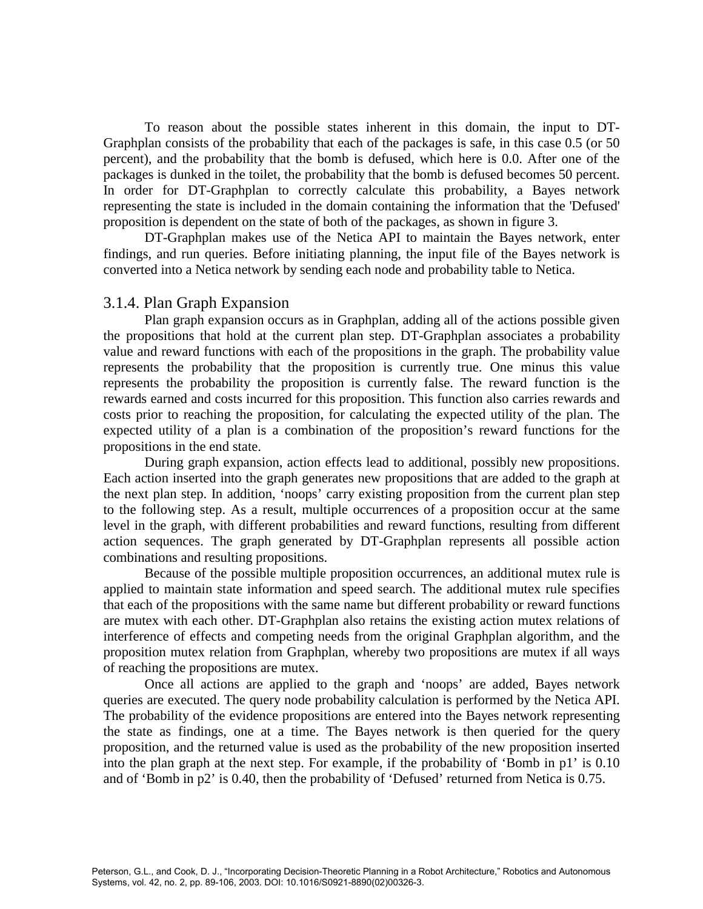To reason about the possible states inherent in this domain, the input to DT-Graphplan consists of the probability that each of the packages is safe, in this case 0.5 (or 50 percent), and the probability that the bomb is defused, which here is 0.0. After one of the packages is dunked in the toilet, the probability that the bomb is defused becomes 50 percent. In order for DT-Graphplan to correctly calculate this probability, a Bayes network representing the state is included in the domain containing the information that the 'Defused' proposition is dependent on the state of both of the packages, as shown in figure 3.

DT-Graphplan makes use of the Netica API to maintain the Bayes network, enter findings, and run queries. Before initiating planning, the input file of the Bayes network is converted into a Netica network by sending each node and probability table to Netica.

### 3.1.4. Plan Graph Expansion

Plan graph expansion occurs as in Graphplan, adding all of the actions possible given the propositions that hold at the current plan step. DT-Graphplan associates a probability value and reward functions with each of the propositions in the graph. The probability value represents the probability that the proposition is currently true. One minus this value represents the probability the proposition is currently false. The reward function is the rewards earned and costs incurred for this proposition. This function also carries rewards and costs prior to reaching the proposition, for calculating the expected utility of the plan. The expected utility of a plan is a combination of the proposition's reward functions for the propositions in the end state.

During graph expansion, action effects lead to additional, possibly new propositions. Each action inserted into the graph generates new propositions that are added to the graph at the next plan step. In addition, 'noops' carry existing proposition from the current plan step to the following step. As a result, multiple occurrences of a proposition occur at the same level in the graph, with different probabilities and reward functions, resulting from different action sequences. The graph generated by DT-Graphplan represents all possible action combinations and resulting propositions.

Because of the possible multiple proposition occurrences, an additional mutex rule is applied to maintain state information and speed search. The additional mutex rule specifies that each of the propositions with the same name but different probability or reward functions are mutex with each other. DT-Graphplan also retains the existing action mutex relations of interference of effects and competing needs from the original Graphplan algorithm, and the proposition mutex relation from Graphplan, whereby two propositions are mutex if all ways of reaching the propositions are mutex.

Once all actions are applied to the graph and 'noops' are added, Bayes network queries are executed. The query node probability calculation is performed by the Netica API. The probability of the evidence propositions are entered into the Bayes network representing the state as findings, one at a time. The Bayes network is then queried for the query proposition, and the returned value is used as the probability of the new proposition inserted into the plan graph at the next step. For example, if the probability of 'Bomb in p1' is 0.10 and of 'Bomb in p2' is 0.40, then the probability of 'Defused' returned from Netica is 0.75.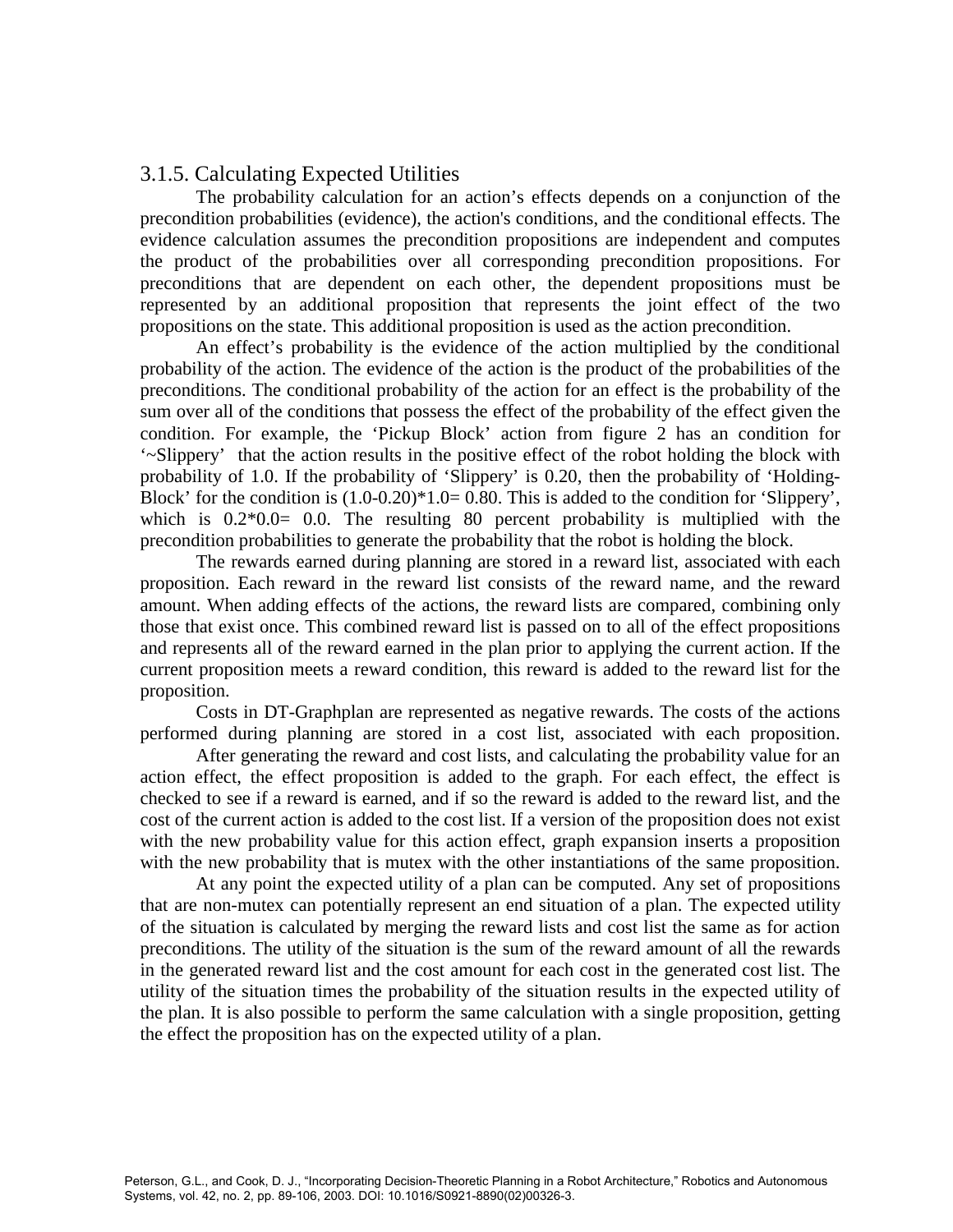### 3.1.5. Calculating Expected Utilities

The probability calculation for an action's effects depends on a conjunction of the precondition probabilities (evidence), the action's conditions, and the conditional effects. The evidence calculation assumes the precondition propositions are independent and computes the product of the probabilities over all corresponding precondition propositions. For preconditions that are dependent on each other, the dependent propositions must be represented by an additional proposition that represents the joint effect of the two propositions on the state. This additional proposition is used as the action precondition.

An effect's probability is the evidence of the action multiplied by the conditional probability of the action. The evidence of the action is the product of the probabilities of the preconditions. The conditional probability of the action for an effect is the probability of the sum over all of the conditions that possess the effect of the probability of the effect given the condition. For example, the 'Pickup Block' action from figure 2 has an condition for '~Slippery' that the action results in the positive effect of the robot holding the block with probability of 1.0. If the probability of 'Slippery' is 0.20, then the probability of 'Holding-Block' for the condition is (1.0-0.20)*1.0= 0.80. This is added to the condition for 'Slippery', which is 0.2*0.0= 0.0. The resulting 80 percent probability is multiplied with the precondition probabilities to generate the probability that the robot is holding the block.

The rewards earned during planning are stored in a reward list, associated with each proposition. Each reward in the reward list consists of the reward name, and the reward amount. When adding effects of the actions, the reward lists are compared, combining only those that exist once. This combined reward list is passed on to all of the effect propositions and represents all of the reward earned in the plan prior to applying the current action. If the current proposition meets a reward condition, this reward is added to the reward list for the proposition.

Costs in DT-Graphplan are represented as negative rewards. The costs of the actions performed during planning are stored in a cost list, associated with each proposition.

After generating the reward and cost lists, and calculating the probability value for an action effect, the effect proposition is added to the graph. For each effect, the effect is checked to see if a reward is earned, and if so the reward is added to the reward list, and the cost of the current action is added to the cost list. If a version of the proposition does not exist with the new probability value for this action effect, graph expansion inserts a proposition with the new probability that is mutex with the other instantiations of the same proposition.

At any point the expected utility of a plan can be computed. Any set of propositions that are non-mutex can potentially represent an end situation of a plan. The expected utility of the situation is calculated by merging the reward lists and cost list the same as for action preconditions. The utility of the situation is the sum of the reward amount of all the rewards in the generated reward list and the cost amount for each cost in the generated cost list. The utility of the situation times the probability of the situation results in the expected utility of the plan. It is also possible to perform the same calculation with a single proposition, getting the effect the proposition has on the expected utility of a plan.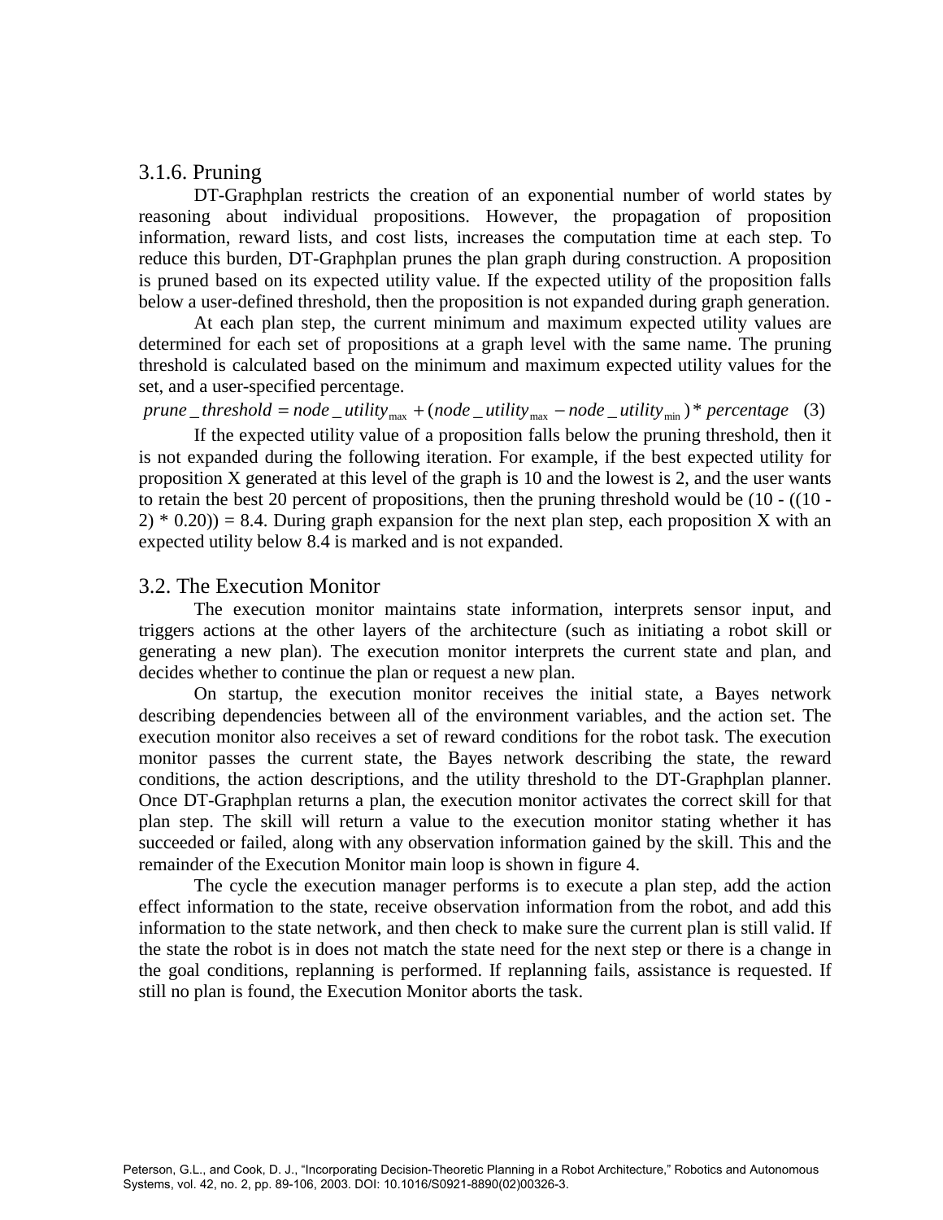### 3.1.6. Pruning

DT-Graphplan restricts the creation of an exponential number of world states by reasoning about individual propositions. However, the propagation of proposition information, reward lists, and cost lists, increases the computation time at each step. To reduce this burden, DT-Graphplan prunes the plan graph during construction. A proposition is pruned based on its expected utility value. If the expected utility of the proposition falls below a user-defined threshold, then the proposition is not expanded during graph generation.

At each plan step, the current minimum and maximum expected utility values are determined for each set of propositions at a graph level with the same name. The pruning threshold is calculated based on the minimum and maximum expected utility values for the set, and a user-specified percentage.

$$prune\_threshold = node\_utility_{\max} + (node\_utility_{\max} - node\_utility_{\min}) * percentage \quad (3)$$

If the expected utility value of a proposition falls below the pruning threshold, then it is not expanded during the following iteration. For example, if the best expected utility for proposition X generated at this level of the graph is 10 and the lowest is 2, and the user wants to retain the best 20 percent of propositions, then the pruning threshold would be (10 - ((10 - 2) * 0.20)) = 8.4. During graph expansion for the next plan step, each proposition X with an expected utility below 8.4 is marked and is not expanded.

## 3.2. The Execution Monitor

The execution monitor maintains state information, interprets sensor input, and triggers actions at the other layers of the architecture (such as initiating a robot skill or generating a new plan). The execution monitor interprets the current state and plan, and decides whether to continue the plan or request a new plan.

On startup, the execution monitor receives the initial state, a Bayes network describing dependencies between all of the environment variables, and the action set. The execution monitor also receives a set of reward conditions for the robot task. The execution monitor passes the current state, the Bayes network describing the state, the reward conditions, the action descriptions, and the utility threshold to the DT-Graphplan planner. Once DT-Graphplan returns a plan, the execution monitor activates the correct skill for that plan step. The skill will return a value to the execution monitor stating whether it has succeeded or failed, along with any observation information gained by the skill. This and the remainder of the Execution Monitor main loop is shown in figure 4.

The cycle the execution manager performs is to execute a plan step, add the action effect information to the state, receive observation information from the robot, and add this information to the state network, and then check to make sure the current plan is still valid. If the state the robot is in does not match the state need for the next step or there is a change in the goal conditions, replanning is performed. If replanning fails, assistance is requested. If still no plan is found, the Execution Monitor aborts the task.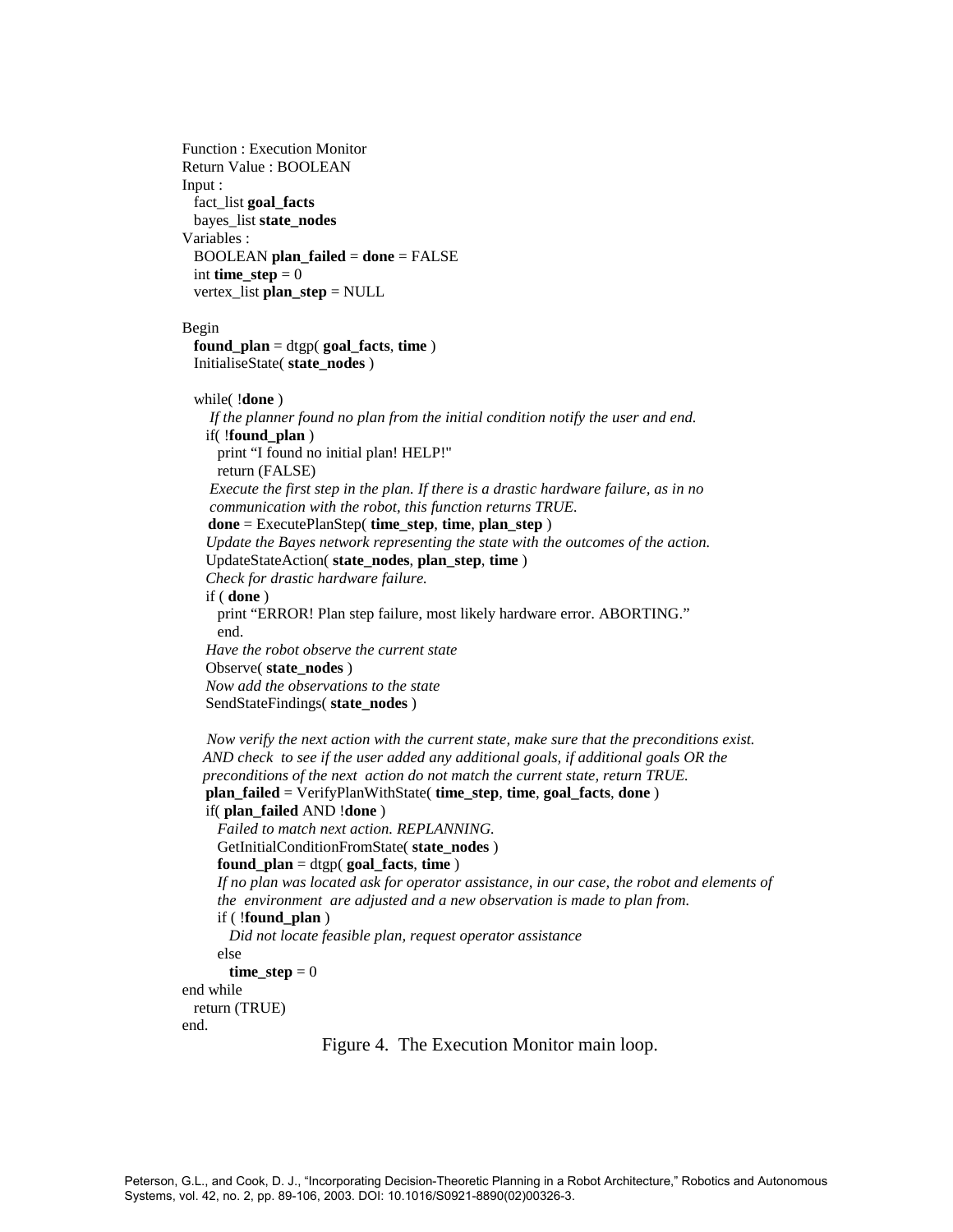```
Function : Execution Monitor
Return Value : BOOLEAN
Input :
   fact_list goal_facts
   bayes_list state_nodes
Variables :
   BOOLEAN plan_failed = done = FALSE
   int time_step = 0
   vertex_list plan_step = NULL

Begin
   found_plan = dtgp( goal_facts, time )
   InitialiseState( state_nodes )

   while( !done )
      If the planner found no plan from the initial condition notify the user and end.
     if( !found_plan )
        print "I found no initial plan! HELP!"
        return (FALSE)
      Execute the first step in the plan. If there is a drastic hardware failure, as in no
      communication with the robot, this function returns TRUE.
      done = ExecutePlanStep( time_step, time, plan_step )
     Update the Bayes network representing the state with the outcomes of the action.
     UpdateStateAction( state_nodes, plan_step, time )
     Check for drastic hardware failure.
     if ( done )
        print "ERROR! Plan step failure, most likely hardware error. ABORTING."
        end.
     Have the robot observe the current state
     Observe( state_nodes )
     Now add the observations to the state
     SendStateFindings( state_nodes )

     Now verify the next action with the current state, make sure that the preconditions exist.
    AND check  to see if the user added any additional goals, if additional goals OR the
    preconditions of the next  action do not match the current state, return TRUE.
     plan_failed = VerifyPlanWithState( time_step, time, goal_facts, done )
     if( plan_failed AND !done )
        Failed to match next action. REPLANNING.
        GetInitialConditionFromState( state_nodes )
        found_plan = dtgp( goal_facts, time )
        If no plan was located ask for operator assistance, in our case, the robot and elements of
        the  environment  are adjusted and a new observation is made to plan from.
        if ( !found_plan )
           Did not locate feasible plan, request operator assistance
        else
           time_step = 0
end while
   return (TRUE)
end.
```

Figure 4. The Execution Monitor main loop.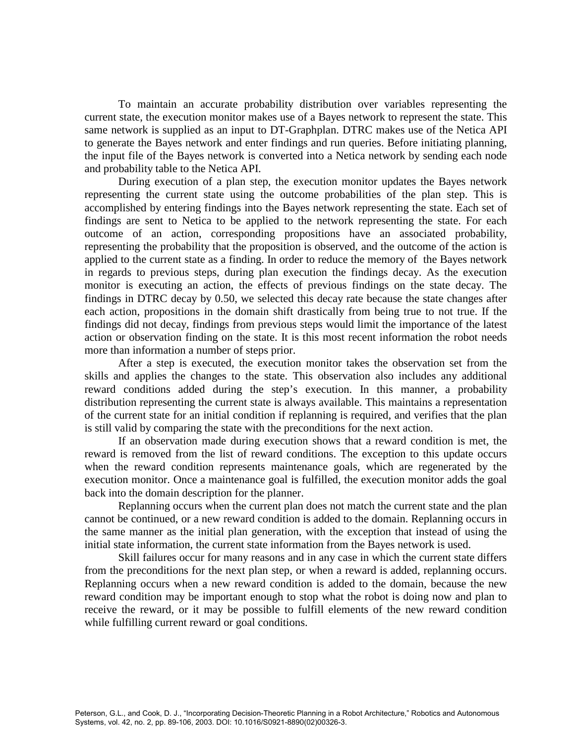To maintain an accurate probability distribution over variables representing the current state, the execution monitor makes use of a Bayes network to represent the state. This same network is supplied as an input to DT-Graphplan. DTRC makes use of the Netica API to generate the Bayes network and enter findings and run queries. Before initiating planning, the input file of the Bayes network is converted into a Netica network by sending each node and probability table to the Netica API.

During execution of a plan step, the execution monitor updates the Bayes network representing the current state using the outcome probabilities of the plan step. This is accomplished by entering findings into the Bayes network representing the state. Each set of findings are sent to Netica to be applied to the network representing the state. For each outcome of an action, corresponding propositions have an associated probability, representing the probability that the proposition is observed, and the outcome of the action is applied to the current state as a finding. In order to reduce the memory of the Bayes network in regards to previous steps, during plan execution the findings decay. As the execution monitor is executing an action, the effects of previous findings on the state decay. The findings in DTRC decay by 0.50, we selected this decay rate because the state changes after each action, propositions in the domain shift drastically from being true to not true. If the findings did not decay, findings from previous steps would limit the importance of the latest action or observation finding on the state. It is this most recent information the robot needs more than information a number of steps prior.

After a step is executed, the execution monitor takes the observation set from the skills and applies the changes to the state. This observation also includes any additional reward conditions added during the step's execution. In this manner, a probability distribution representing the current state is always available. This maintains a representation of the current state for an initial condition if replanning is required, and verifies that the plan is still valid by comparing the state with the preconditions for the next action.

If an observation made during execution shows that a reward condition is met, the reward is removed from the list of reward conditions. The exception to this update occurs when the reward condition represents maintenance goals, which are regenerated by the execution monitor. Once a maintenance goal is fulfilled, the execution monitor adds the goal back into the domain description for the planner.

Replanning occurs when the current plan does not match the current state and the plan cannot be continued, or a new reward condition is added to the domain. Replanning occurs in the same manner as the initial plan generation, with the exception that instead of using the initial state information, the current state information from the Bayes network is used.

Skill failures occur for many reasons and in any case in which the current state differs from the preconditions for the next plan step, or when a reward is added, replanning occurs. Replanning occurs when a new reward condition is added to the domain, because the new reward condition may be important enough to stop what the robot is doing now and plan to receive the reward, or it may be possible to fulfill elements of the new reward condition while fulfilling current reward or goal conditions.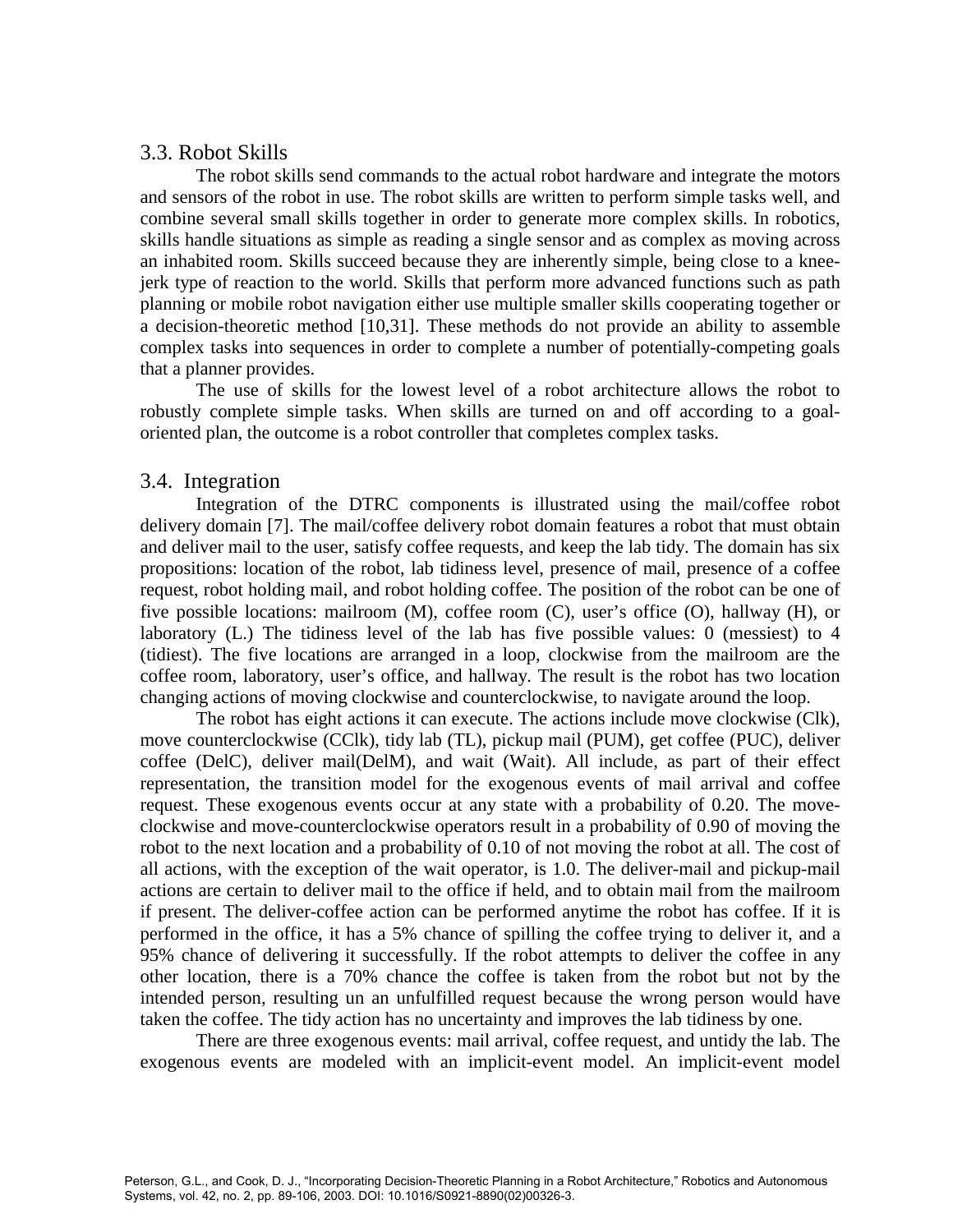### 3.3. Robot Skills

The robot skills send commands to the actual robot hardware and integrate the motors and sensors of the robot in use. The robot skills are written to perform simple tasks well, and combine several small skills together in order to generate more complex skills. In robotics, skills handle situations as simple as reading a single sensor and as complex as moving across an inhabited room. Skills succeed because they are inherently simple, being close to a knee-jerk type of reaction to the world. Skills that perform more advanced functions such as path planning or mobile robot navigation either use multiple smaller skills cooperating together or a decision-theoretic method [10,31]. These methods do not provide an ability to assemble complex tasks into sequences in order to complete a number of potentially-competing goals that a planner provides.

The use of skills for the lowest level of a robot architecture allows the robot to robustly complete simple tasks. When skills are turned on and off according to a goal-oriented plan, the outcome is a robot controller that completes complex tasks.

### 3.4. Integration

Integration of the DTRC components is illustrated using the mail/coffee robot delivery domain [7]. The mail/coffee delivery robot domain features a robot that must obtain and deliver mail to the user, satisfy coffee requests, and keep the lab tidy. The domain has six propositions: location of the robot, lab tidiness level, presence of mail, presence of a coffee request, robot holding mail, and robot holding coffee. The position of the robot can be one of five possible locations: mailroom (M), coffee room (C), user's office (O), hallway (H), or laboratory (L.) The tidiness level of the lab has five possible values: 0 (messiest) to 4 (tidiest). The five locations are arranged in a loop, clockwise from the mailroom are the coffee room, laboratory, user's office, and hallway. The result is the robot has two location changing actions of moving clockwise and counterclockwise, to navigate around the loop.

The robot has eight actions it can execute. The actions include move clockwise (Clk), move counterclockwise (CClk), tidy lab (TL), pickup mail (PUM), get coffee (PUC), deliver coffee (DelC), deliver mail(DelM), and wait (Wait). All include, as part of their effect representation, the transition model for the exogenous events of mail arrival and coffee request. These exogenous events occur at any state with a probability of 0.20. The move-clockwise and move-counterclockwise operators result in a probability of 0.90 of moving the robot to the next location and a probability of 0.10 of not moving the robot at all. The cost of all actions, with the exception of the wait operator, is 1.0. The deliver-mail and pickup-mail actions are certain to deliver mail to the office if held, and to obtain mail from the mailroom if present. The deliver-coffee action can be performed anytime the robot has coffee. If it is performed in the office, it has a 5% chance of spilling the coffee trying to deliver it, and a 95% chance of delivering it successfully. If the robot attempts to deliver the coffee in any other location, there is a 70% chance the coffee is taken from the robot but not by the intended person, resulting un an unfulfilled request because the wrong person would have taken the coffee. The tidy action has no uncertainty and improves the lab tidiness by one.

There are three exogenous events: mail arrival, coffee request, and untidy the lab. The exogenous events are modeled with an implicit-event model. An implicit-event model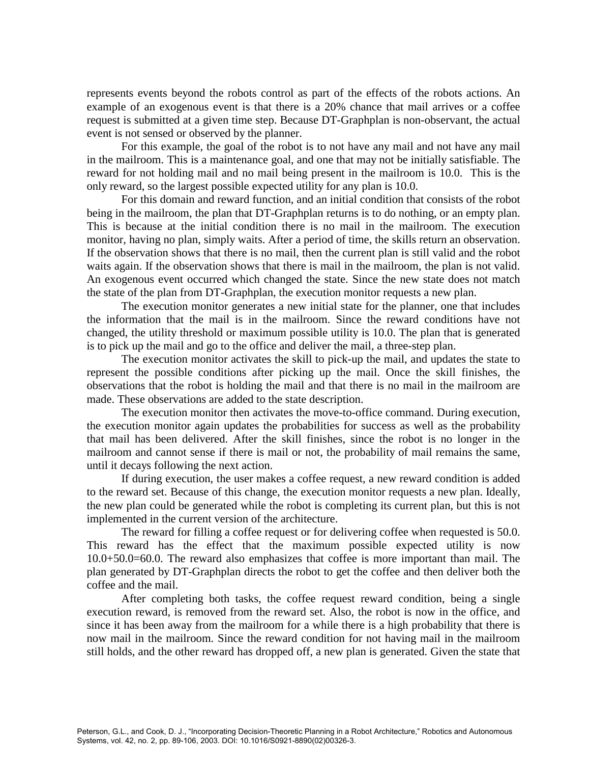represents events beyond the robots control as part of the effects of the robots actions. An example of an exogenous event is that there is a 20% chance that mail arrives or a coffee request is submitted at a given time step. Because DT-Graphplan is non-observant, the actual event is not sensed or observed by the planner.

For this example, the goal of the robot is to not have any mail and not have any mail in the mailroom. This is a maintenance goal, and one that may not be initially satisfiable. The reward for not holding mail and no mail being present in the mailroom is 10.0. This is the only reward, so the largest possible expected utility for any plan is 10.0.

For this domain and reward function, and an initial condition that consists of the robot being in the mailroom, the plan that DT-Graphplan returns is to do nothing, or an empty plan. This is because at the initial condition there is no mail in the mailroom. The execution monitor, having no plan, simply waits. After a period of time, the skills return an observation. If the observation shows that there is no mail, then the current plan is still valid and the robot waits again. If the observation shows that there is mail in the mailroom, the plan is not valid. An exogenous event occurred which changed the state. Since the new state does not match the state of the plan from DT-Graphplan, the execution monitor requests a new plan.

The execution monitor generates a new initial state for the planner, one that includes the information that the mail is in the mailroom. Since the reward conditions have not changed, the utility threshold or maximum possible utility is 10.0. The plan that is generated is to pick up the mail and go to the office and deliver the mail, a three-step plan.

The execution monitor activates the skill to pick-up the mail, and updates the state to represent the possible conditions after picking up the mail. Once the skill finishes, the observations that the robot is holding the mail and that there is no mail in the mailroom are made. These observations are added to the state description.

The execution monitor then activates the move-to-office command. During execution, the execution monitor again updates the probabilities for success as well as the probability that mail has been delivered. After the skill finishes, since the robot is no longer in the mailroom and cannot sense if there is mail or not, the probability of mail remains the same, until it decays following the next action.

If during execution, the user makes a coffee request, a new reward condition is added to the reward set. Because of this change, the execution monitor requests a new plan. Ideally, the new plan could be generated while the robot is completing its current plan, but this is not implemented in the current version of the architecture.

The reward for filling a coffee request or for delivering coffee when requested is 50.0. This reward has the effect that the maximum possible expected utility is now 10.0+50.0=60.0. The reward also emphasizes that coffee is more important than mail. The plan generated by DT-Graphplan directs the robot to get the coffee and then deliver both the coffee and the mail.

After completing both tasks, the coffee request reward condition, being a single execution reward, is removed from the reward set. Also, the robot is now in the office, and since it has been away from the mailroom for a while there is a high probability that there is now mail in the mailroom. Since the reward condition for not having mail in the mailroom still holds, and the other reward has dropped off, a new plan is generated. Given the state that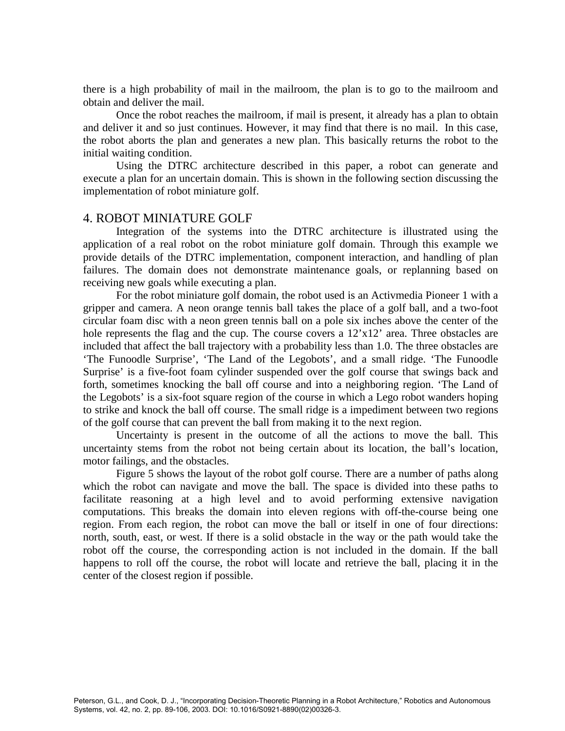there is a high probability of mail in the mailroom, the plan is to go to the mailroom and obtain and deliver the mail.

Once the robot reaches the mailroom, if mail is present, it already has a plan to obtain and deliver it and so just continues. However, it may find that there is no mail. In this case, the robot aborts the plan and generates a new plan. This basically returns the robot to the initial waiting condition.

Using the DTRC architecture described in this paper, a robot can generate and execute a plan for an uncertain domain. This is shown in the following section discussing the implementation of robot miniature golf.

## 4. ROBOT MINIATURE GOLF

Integration of the systems into the DTRC architecture is illustrated using the application of a real robot on the robot miniature golf domain. Through this example we provide details of the DTRC implementation, component interaction, and handling of plan failures. The domain does not demonstrate maintenance goals, or replanning based on receiving new goals while executing a plan.

For the robot miniature golf domain, the robot used is an Activmedia Pioneer 1 with a gripper and camera. A neon orange tennis ball takes the place of a golf ball, and a two-foot circular foam disc with a neon green tennis ball on a pole six inches above the center of the hole represents the flag and the cup. The course covers a 12'x12' area. Three obstacles are included that affect the ball trajectory with a probability less than 1.0. The three obstacles are 'The Funoodle Surprise', 'The Land of the Legobots', and a small ridge. 'The Funoodle Surprise' is a five-foot foam cylinder suspended over the golf course that swings back and forth, sometimes knocking the ball off course and into a neighboring region. 'The Land of the Legobots' is a six-foot square region of the course in which a Lego robot wanders hoping to strike and knock the ball off course. The small ridge is a impediment between two regions of the golf course that can prevent the ball from making it to the next region.

Uncertainty is present in the outcome of all the actions to move the ball. This uncertainty stems from the robot not being certain about its location, the ball's location, motor failings, and the obstacles.

Figure 5 shows the layout of the robot golf course. There are a number of paths along which the robot can navigate and move the ball. The space is divided into these paths to facilitate reasoning at a high level and to avoid performing extensive navigation computations. This breaks the domain into eleven regions with off-the-course being one region. From each region, the robot can move the ball or itself in one of four directions: north, south, east, or west. If there is a solid obstacle in the way or the path would take the robot off the course, the corresponding action is not included in the domain. If the ball happens to roll off the course, the robot will locate and retrieve the ball, placing it in the center of the closest region if possible.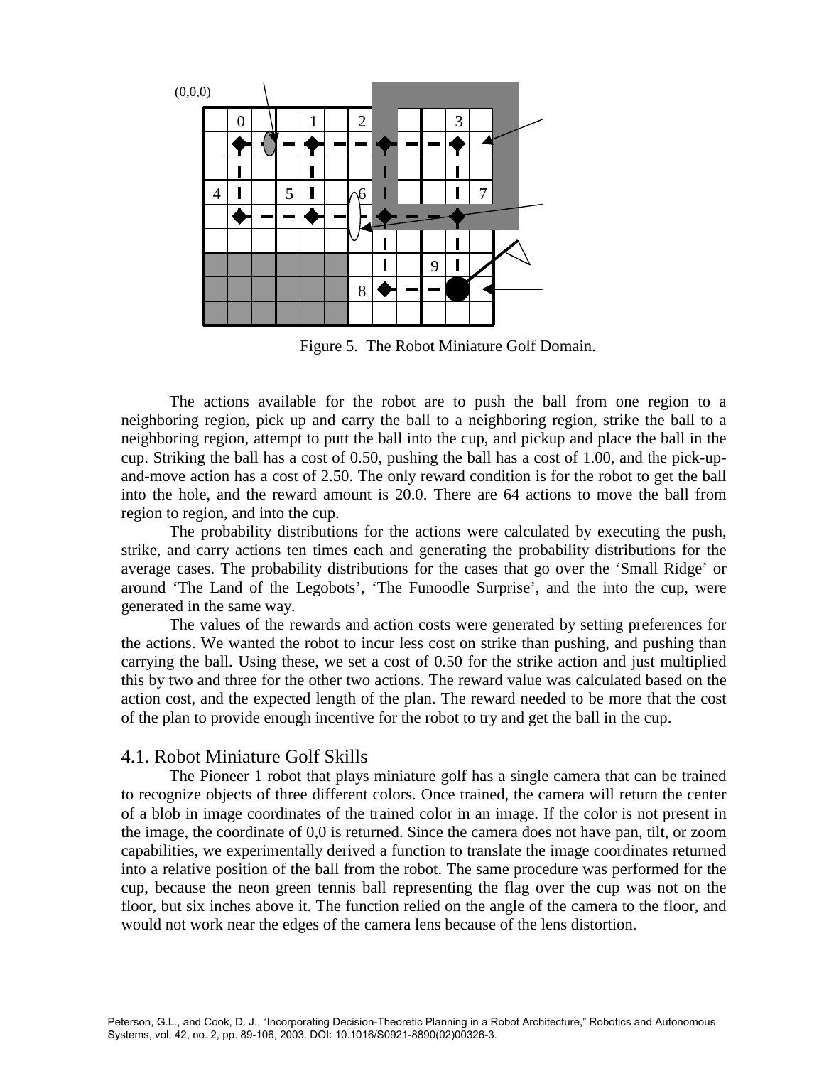Figure 5. The Robot Miniature Golf Domain.

The actions available for the robot are to push the ball from one region to a neighboring region, pick up and carry the ball to a neighboring region, strike the ball to a neighboring region, attempt to putt the ball into the cup, and pickup and place the ball in the cup. Striking the ball has a cost of 0.50, pushing the ball has a cost of 1.00, and the pick-up-and-move action has a cost of 2.50. The only reward condition is for the robot to get the ball into the hole, and the reward amount is 20.0. There are 64 actions to move the ball from region to region, and into the cup.

The probability distributions for the actions were calculated by executing the push, strike, and carry actions ten times each and generating the probability distributions for the average cases. The probability distributions for the cases that go over the 'Small Ridge' or around 'The Land of the Legobots', 'The Funoodle Surprise', and the into the cup, were generated in the same way.

The values of the rewards and action costs were generated by setting preferences for the actions. We wanted the robot to incur less cost on strike than pushing, and pushing than carrying the ball. Using these, we set a cost of 0.50 for the strike action and just multiplied this by two and three for the other two actions. The reward value was calculated based on the action cost, and the expected length of the plan. The reward needed to be more that the cost of the plan to provide enough incentive for the robot to try and get the ball in the cup.

## 4.1. Robot Miniature Golf Skills

The Pioneer 1 robot that plays miniature golf has a single camera that can be trained to recognize objects of three different colors. Once trained, the camera will return the center of a blob in image coordinates of the trained color in an image. If the color is not present in the image, the coordinate of 0,0 is returned. Since the camera does not have pan, tilt, or zoom capabilities, we experimentally derived a function to translate the image coordinates returned into a relative position of the ball from the robot. The same procedure was performed for the cup, because the neon green tennis ball representing the flag over the cup was not on the floor, but six inches above it. The function relied on the angle of the camera to the floor, and would not work near the edges of the camera lens because of the lens distortion.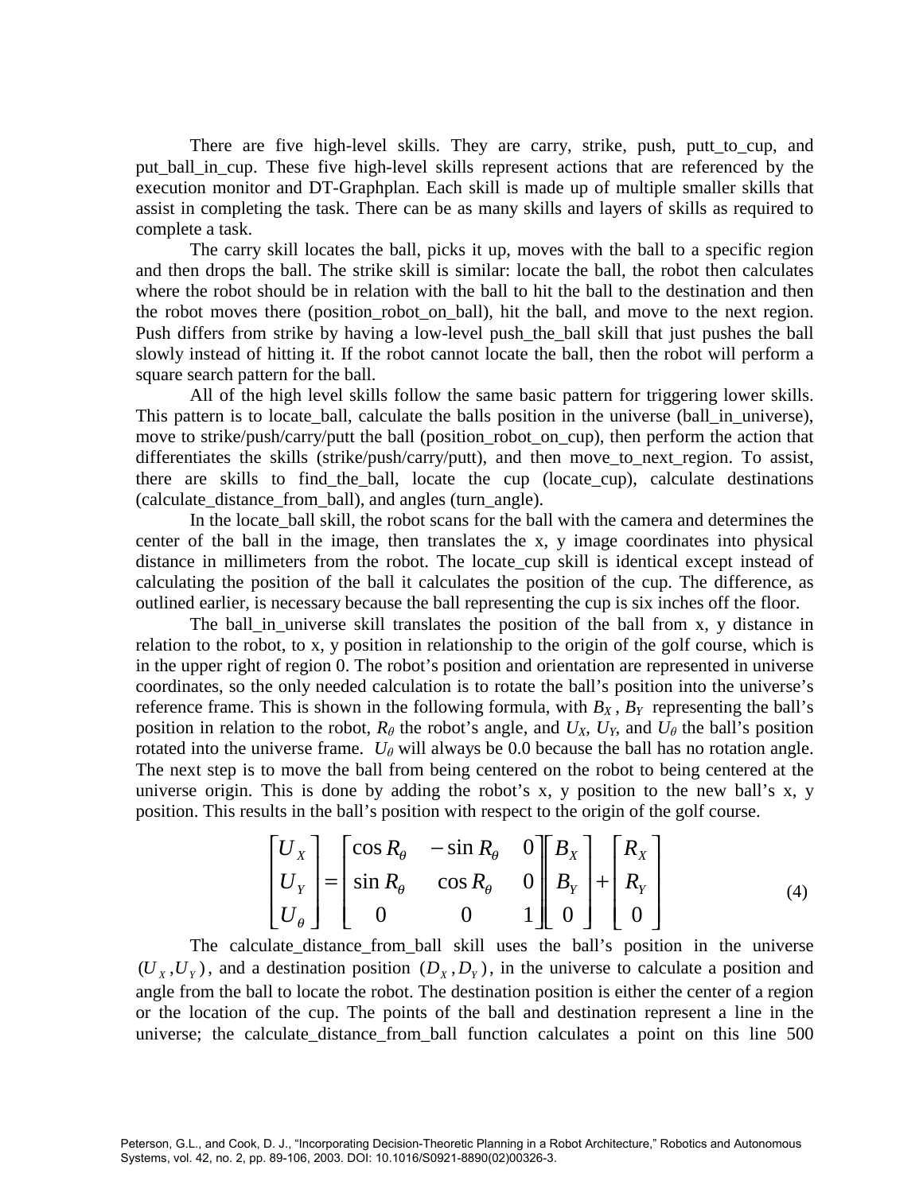There are five high-level skills. They are carry, strike, push, putt_to_cup, and put_ball_in_cup. These five high-level skills represent actions that are referenced by the execution monitor and DT-Graphplan. Each skill is made up of multiple smaller skills that assist in completing the task. There can be as many skills and layers of skills as required to complete a task.

The carry skill locates the ball, picks it up, moves with the ball to a specific region and then drops the ball. The strike skill is similar: locate the ball, the robot then calculates where the robot should be in relation with the ball to hit the ball to the destination and then the robot moves there (position_robot_on_ball), hit the ball, and move to the next region. Push differs from strike by having a low-level push_the_ball skill that just pushes the ball slowly instead of hitting it. If the robot cannot locate the ball, then the robot will perform a square search pattern for the ball.

All of the high level skills follow the same basic pattern for triggering lower skills. This pattern is to locate_ball, calculate the balls position in the universe (ball_in_universe), move to strike/push/carry/putt the ball (position_robot_on_cup), then perform the action that differentiates the skills (strike/push/carry/putt), and then move_to_next_region. To assist, there are skills to find_the_ball, locate the cup (locate_cup), calculate destinations (calculate_distance_from_ball), and angles (turn_angle).

In the locate_ball skill, the robot scans for the ball with the camera and determines the center of the ball in the image, then translates the x, y image coordinates into physical distance in millimeters from the robot. The locate_cup skill is identical except instead of calculating the position of the ball it calculates the position of the cup. The difference, as outlined earlier, is necessary because the ball representing the cup is six inches off the floor.

The ball_in_universe skill translates the position of the ball from x, y distance in relation to the robot, to x, y position in relationship to the origin of the golf course, which is in the upper right of region 0. The robot's position and orientation are represented in universe coordinates, so the only needed calculation is to rotate the ball's position into the universe's reference frame. This is shown in the following formula, with $B_X$, $B_Y$ representing the ball's position in relation to the robot, $R_\theta$ the robot's angle, and $U_X$, $U_Y$, and $U_\theta$ the ball's position rotated into the universe frame. $U_\theta$ will always be 0.0 because the ball has no rotation angle. The next step is to move the ball from being centered on the robot to being centered at the universe origin. This is done by adding the robot's x, y position to the new ball's x, y position. This results in the ball's position with respect to the origin of the golf course.

$$\begin{bmatrix} U_X \\ U_Y \\ U_\theta \end{bmatrix} = \begin{bmatrix} \cos R_\theta & -\sin R_\theta & 0 \\ \sin R_\theta & \cos R_\theta & 0 \\ 0 & 0 & 1 \end{bmatrix} \begin{bmatrix} B_X \\ B_Y \\ 0 \end{bmatrix} + \begin{bmatrix} R_X \\ R_Y \\ 0 \end{bmatrix} \tag{4}$$

The calculate_distance_from_ball skill uses the ball's position in the universe $(U_X, U_Y)$, and a destination position $(D_X, D_Y)$, in the universe to calculate a position and angle from the ball to locate the robot. The destination position is either the center of a region or the location of the cup. The points of the ball and destination represent a line in the universe; the calculate_distance_from_ball function calculates a point on this line 500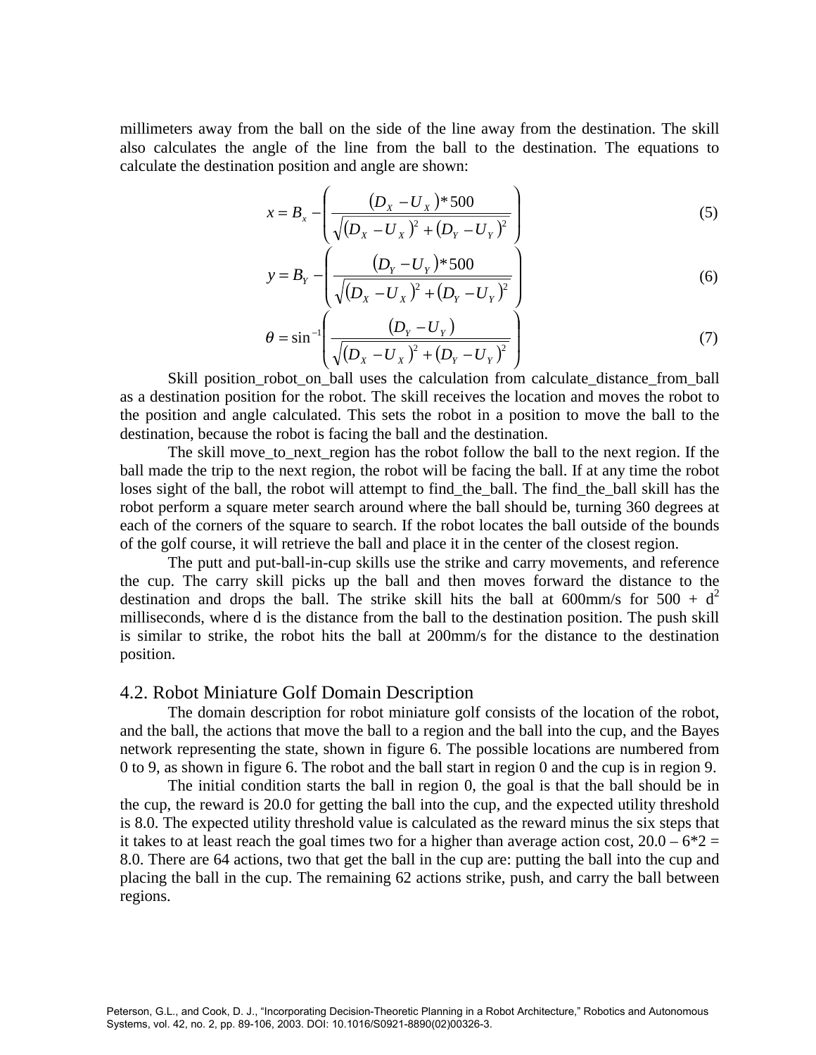millimeters away from the ball on the side of the line away from the destination. The skill also calculates the angle of the line from the ball to the destination. The equations to calculate the destination position and angle are shown:

$$x = B_x - \left( \frac{(D_X - U_X)*500}{\sqrt{(D_X - U_X)^2 + (D_Y - U_Y)^2}} \right) \tag{5}$$

$$y = B_Y - \left( \frac{(D_Y - U_Y)*500}{\sqrt{(D_X - U_X)^2 + (D_Y - U_Y)^2}} \right) \tag{6}$$

$$\theta = \sin^{-1}\left( \frac{(D_Y - U_Y)}{\sqrt{(D_X - U_X)^2 + (D_Y - U_Y)^2}} \right) \tag{7}$$

Skill position_robot_on_ball uses the calculation from calculate_distance_from_ball as a destination position for the robot. The skill receives the location and moves the robot to the position and angle calculated. This sets the robot in a position to move the ball to the destination, because the robot is facing the ball and the destination.

The skill move_to_next_region has the robot follow the ball to the next region. If the ball made the trip to the next region, the robot will be facing the ball. If at any time the robot loses sight of the ball, the robot will attempt to find_the_ball. The find_the_ball skill has the robot perform a square meter search around where the ball should be, turning 360 degrees at each of the corners of the square to search. If the robot locates the ball outside of the bounds of the golf course, it will retrieve the ball and place it in the center of the closest region.

The putt and put-ball-in-cup skills use the strike and carry movements, and reference the cup. The carry skill picks up the ball and then moves forward the distance to the destination and drops the ball. The strike skill hits the ball at 600mm/s for 500 + $d^2$ milliseconds, where d is the distance from the ball to the destination position. The push skill is similar to strike, the robot hits the ball at 200mm/s for the distance to the destination position.

## 4.2. Robot Miniature Golf Domain Description

The domain description for robot miniature golf consists of the location of the robot, and the ball, the actions that move the ball to a region and the ball into the cup, and the Bayes network representing the state, shown in figure 6. The possible locations are numbered from 0 to 9, as shown in figure 6. The robot and the ball start in region 0 and the cup is in region 9.

The initial condition starts the ball in region 0, the goal is that the ball should be in the cup, the reward is 20.0 for getting the ball into the cup, and the expected utility threshold is 8.0. The expected utility threshold value is calculated as the reward minus the six steps that it takes to at least reach the goal times two for a higher than average action cost, 20.0 – 6*2 = 8.0. There are 64 actions, two that get the ball in the cup are: putting the ball into the cup and placing the ball in the cup. The remaining 62 actions strike, push, and carry the ball between regions.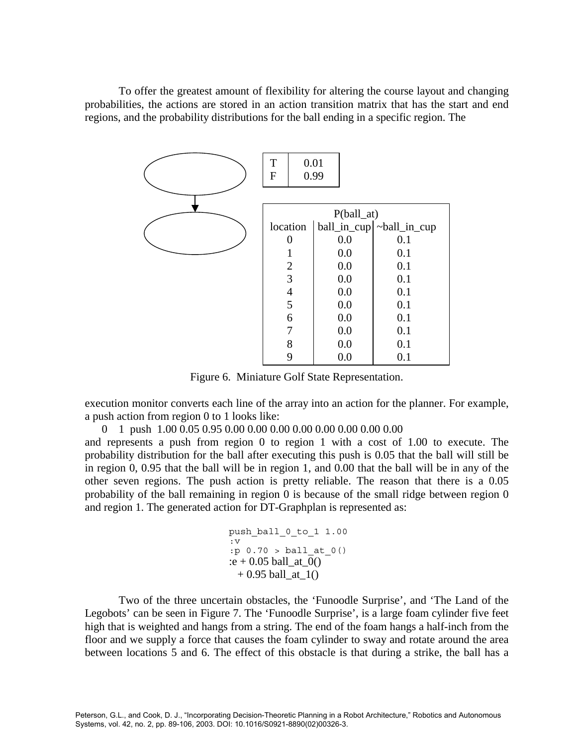To offer the greatest amount of flexibility for altering the course layout and changing probabilities, the actions are stored in an action transition matrix that has the start and end regions, and the probability distributions for the ball ending in a specific region. The

| T | 0.01 |
|---|---|
| F | 0.99 |

| P(ball_at) | | |
|---|---|---|
| location | ball_in_cup | ~ball_in_cup |
| 0 | 0.0 | 0.1 |
| 1 | 0.0 | 0.1 |
| 2 | 0.0 | 0.1 |
| 3 | 0.0 | 0.1 |
| 4 | 0.0 | 0.1 |
| 5 | 0.0 | 0.1 |
| 6 | 0.0 | 0.1 |
| 7 | 0.0 | 0.1 |
| 8 | 0.0 | 0.1 |
| 9 | 0.0 | 0.1 |

Figure 6. Miniature Golf State Representation.

execution monitor converts each line of the array into an action for the planner. For example, a push action from region 0 to 1 looks like:

0 1 push 1.00 0.05 0.95 0.00 0.00 0.00 0.00 0.00 0.00 0.00 0.00

and represents a push from region 0 to region 1 with a cost of 1.00 to execute. The probability distribution for the ball after executing this push is 0.05 that the ball will still be in region 0, 0.95 that the ball will be in region 1, and 0.00 that the ball will be in any of the other seven regions. The push action is pretty reliable. The reason that there is a 0.05 probability of the ball remaining in region 0 is because of the small ridge between region 0 and region 1. The generated action for DT-Graphplan is represented as:

```
push_ball_0_to_1 1.00
:v
:p 0.70 > ball_at_0()
:e + 0.05 ball_at_0()
  + 0.95 ball_at_1()
```

Two of the three uncertain obstacles, the 'Funoodle Surprise', and 'The Land of the Legobots' can be seen in Figure 7. The 'Funoodle Surprise', is a large foam cylinder five feet high that is weighted and hangs from a string. The end of the foam hangs a half-inch from the floor and we supply a force that causes the foam cylinder to sway and rotate around the area between locations 5 and 6. The effect of this obstacle is that during a strike, the ball has a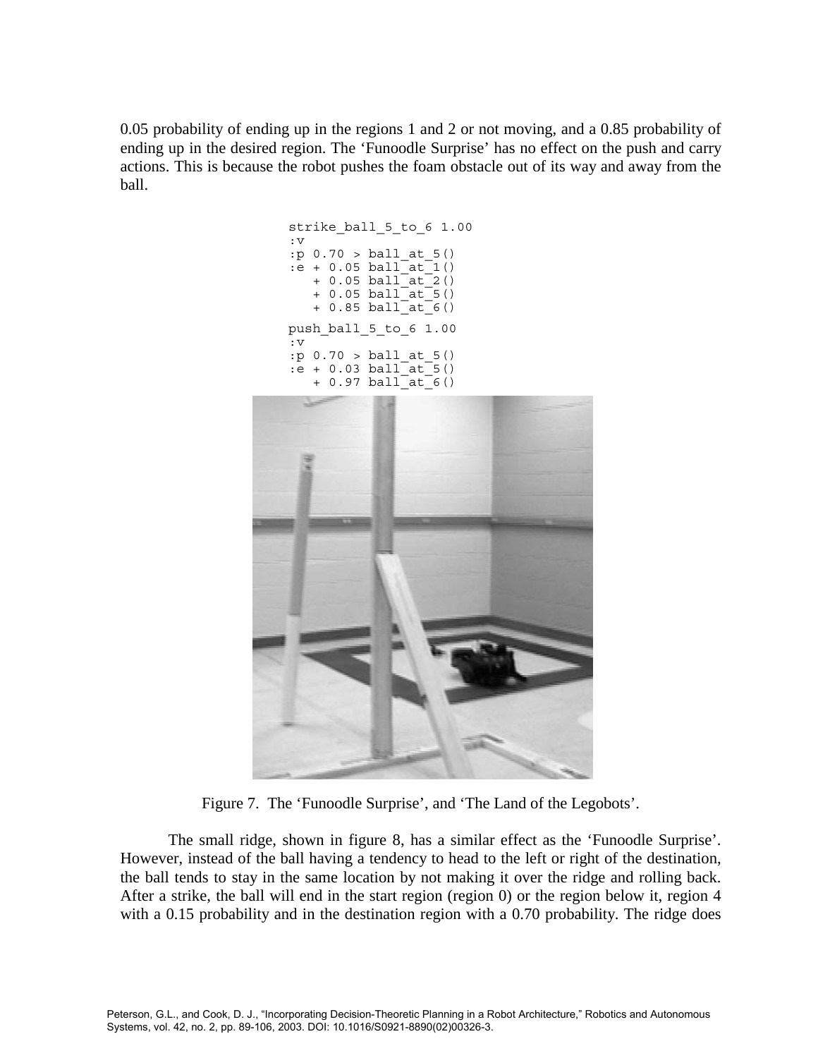0.05 probability of ending up in the regions 1 and 2 or not moving, and a 0.85 probability of ending up in the desired region. The 'Funoodle Surprise' has no effect on the push and carry actions. This is because the robot pushes the foam obstacle out of its way and away from the ball.

```
strike_ball_5_to_6 1.00
:v
:p 0.70 > ball_at_5()
:e + 0.05 ball_at_1()
   + 0.05 ball_at_2()
   + 0.05 ball_at_5()
   + 0.85 ball_at_6()

push_ball_5_to_6 1.00
:v
:p 0.70 > ball_at_5()
:e + 0.03 ball_at_5()
   + 0.97 ball_at_6()
```

Figure 7. The 'Funoodle Surprise', and 'The Land of the Legobots'.

The small ridge, shown in figure 8, has a similar effect as the 'Funoodle Surprise'. However, instead of the ball having a tendency to head to the left or right of the destination, the ball tends to stay in the same location by not making it over the ridge and rolling back. After a strike, the ball will end in the start region (region 0) or the region below it, region 4 with a 0.15 probability and in the destination region with a 0.70 probability. The ridge does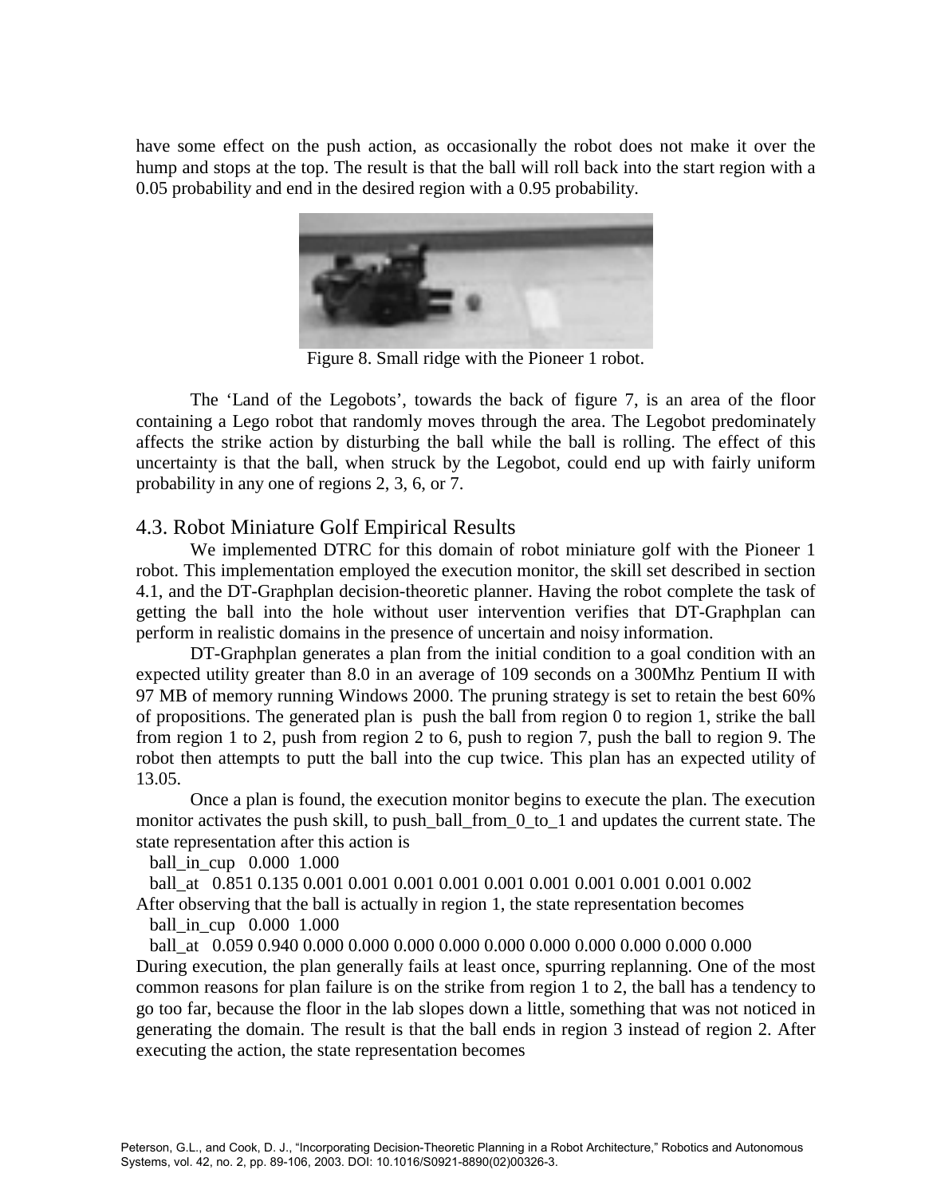have some effect on the push action, as occasionally the robot does not make it over the hump and stops at the top. The result is that the ball will roll back into the start region with a 0.05 probability and end in the desired region with a 0.95 probability.

Figure 8. Small ridge with the Pioneer 1 robot.

The 'Land of the Legobots', towards the back of figure 7, is an area of the floor containing a Lego robot that randomly moves through the area. The Legobot predominately affects the strike action by disturbing the ball while the ball is rolling. The effect of this uncertainty is that the ball, when struck by the Legobot, could end up with fairly uniform probability in any one of regions 2, 3, 6, or 7.

## 4.3. Robot Miniature Golf Empirical Results

We implemented DTRC for this domain of robot miniature golf with the Pioneer 1 robot. This implementation employed the execution monitor, the skill set described in section 4.1, and the DT-Graphplan decision-theoretic planner. Having the robot complete the task of getting the ball into the hole without user intervention verifies that DT-Graphplan can perform in realistic domains in the presence of uncertain and noisy information.

DT-Graphplan generates a plan from the initial condition to a goal condition with an expected utility greater than 8.0 in an average of 109 seconds on a 300Mhz Pentium II with 97 MB of memory running Windows 2000. The pruning strategy is set to retain the best 60% of propositions. The generated plan is push the ball from region 0 to region 1, strike the ball from region 1 to 2, push from region 2 to 6, push to region 7, push the ball to region 9. The robot then attempts to putt the ball into the cup twice. This plan has an expected utility of 13.05.

Once a plan is found, the execution monitor begins to execute the plan. The execution monitor activates the push skill, to push_ball_from_0_to_1 and updates the current state. The state representation after this action is

```
ball_in_cup   0.000  1.000
ball_at   0.851 0.135 0.001 0.001 0.001 0.001 0.001 0.001 0.001 0.001 0.001 0.002
```

After observing that the ball is actually in region 1, the state representation becomes

```
ball_in_cup   0.000  1.000
ball_at   0.059 0.940 0.000 0.000 0.000 0.000 0.000 0.000 0.000 0.000 0.000 0.000
```

During execution, the plan generally fails at least once, spurring replanning. One of the most common reasons for plan failure is on the strike from region 1 to 2, the ball has a tendency to go too far, because the floor in the lab slopes down a little, something that was not noticed in generating the domain. The result is that the ball ends in region 3 instead of region 2. After executing the action, the state representation becomes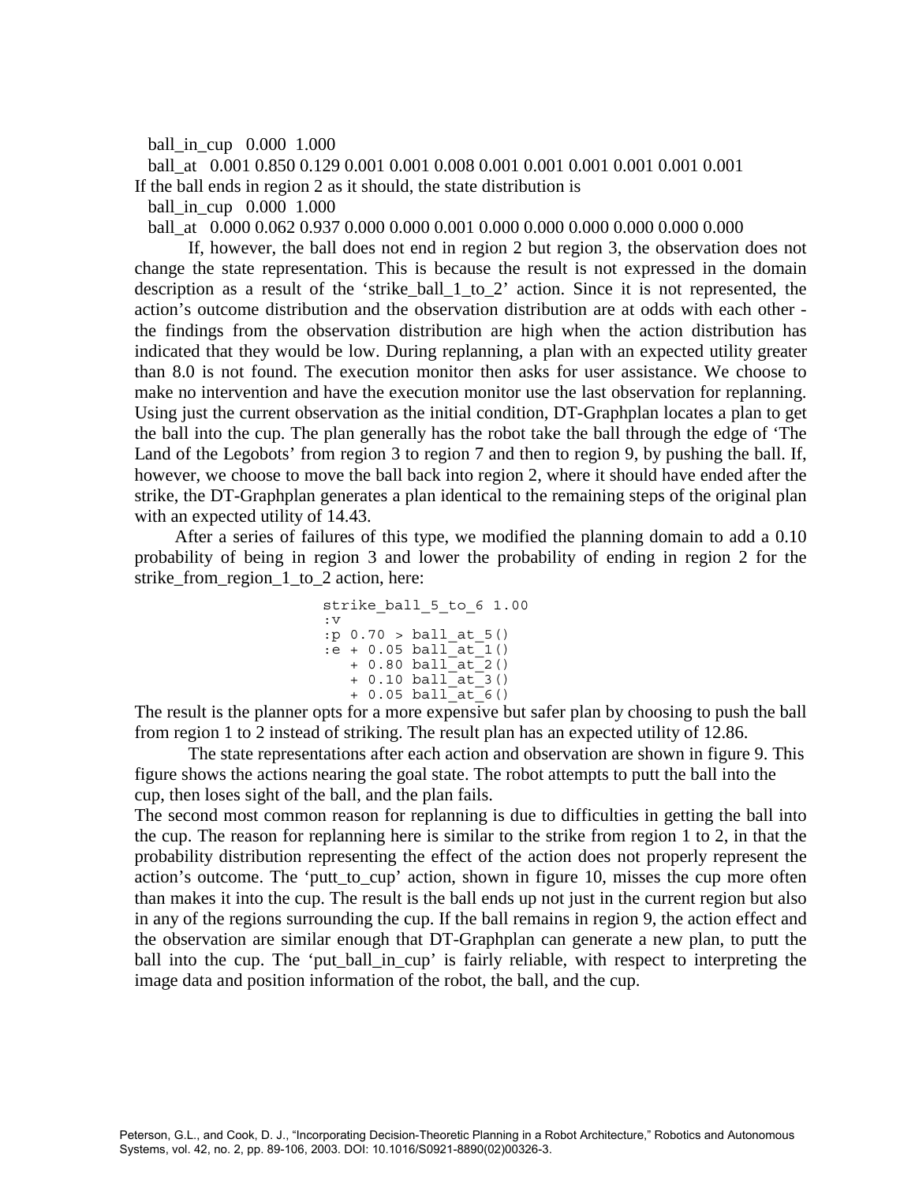ball_in_cup   0.000  1.000

ball_at   0.001 0.850 0.129 0.001 0.001 0.008 0.001 0.001 0.001 0.001 0.001 0.001

If the ball ends in region 2 as it should, the state distribution is

ball_in_cup   0.000  1.000

ball_at   0.000 0.062 0.937 0.000 0.000 0.001 0.000 0.000 0.000 0.000 0.000 0.000

If, however, the ball does not end in region 2 but region 3, the observation does not change the state representation. This is because the result is not expressed in the domain description as a result of the 'strike_ball_1_to_2' action. Since it is not represented, the action's outcome distribution and the observation distribution are at odds with each other - the findings from the observation distribution are high when the action distribution has indicated that they would be low. During replanning, a plan with an expected utility greater than 8.0 is not found. The execution monitor then asks for user assistance. We choose to make no intervention and have the execution monitor use the last observation for replanning. Using just the current observation as the initial condition, DT-Graphplan locates a plan to get the ball into the cup. The plan generally has the robot take the ball through the edge of 'The Land of the Legobots' from region 3 to region 7 and then to region 9, by pushing the ball. If, however, we choose to move the ball back into region 2, where it should have ended after the strike, the DT-Graphplan generates a plan identical to the remaining steps of the original plan with an expected utility of 14.43.

After a series of failures of this type, we modified the planning domain to add a 0.10 probability of being in region 3 and lower the probability of ending in region 2 for the strike_from_region_1_to_2 action, here:

```
strike_ball_5_to_6 1.00
:v
:p 0.70 > ball_at_5()
:e + 0.05 ball_at_1()
   + 0.80 ball_at_2()
   + 0.10 ball_at_3()
   + 0.05 ball_at_6()
```

The result is the planner opts for a more expensive but safer plan by choosing to push the ball from region 1 to 2 instead of striking. The result plan has an expected utility of 12.86.

The state representations after each action and observation are shown in figure 9. This figure shows the actions nearing the goal state. The robot attempts to putt the ball into the cup, then loses sight of the ball, and the plan fails.

The second most common reason for replanning is due to difficulties in getting the ball into the cup. The reason for replanning here is similar to the strike from region 1 to 2, in that the probability distribution representing the effect of the action does not properly represent the action's outcome. The 'putt_to_cup' action, shown in figure 10, misses the cup more often than makes it into the cup. The result is the ball ends up not just in the current region but also in any of the regions surrounding the cup. If the ball remains in region 9, the action effect and the observation are similar enough that DT-Graphplan can generate a new plan, to putt the ball into the cup. The 'put_ball_in_cup' is fairly reliable, with respect to interpreting the image data and position information of the robot, the ball, and the cup.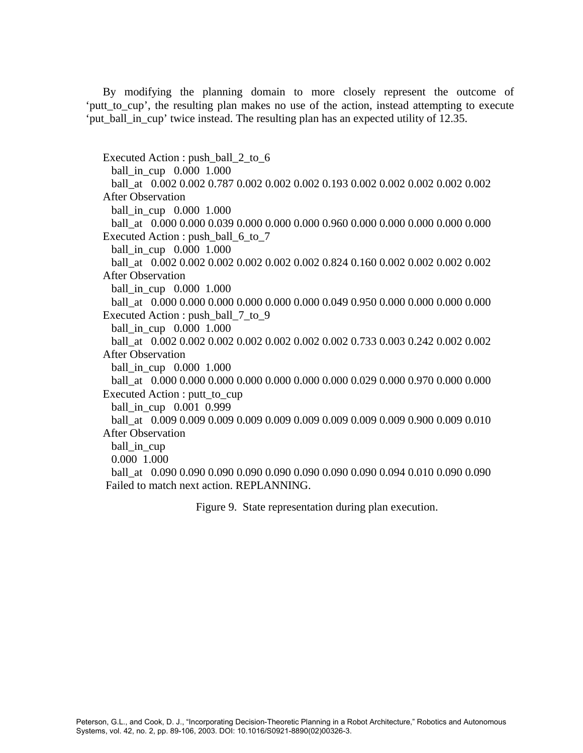By modifying the planning domain to more closely represent the outcome of 'putt_to_cup', the resulting plan makes no use of the action, instead attempting to execute 'put_ball_in_cup' twice instead. The resulting plan has an expected utility of 12.35.

```
Executed Action : push_ball_2_to_6
  ball_in_cup   0.000  1.000
  ball_at   0.002 0.002 0.787 0.002 0.002 0.002 0.193 0.002 0.002 0.002 0.002 0.002
After Observation
  ball_in_cup   0.000  1.000
  ball_at   0.000 0.000 0.039 0.000 0.000 0.000 0.960 0.000 0.000 0.000 0.000 0.000
Executed Action : push_ball_6_to_7
  ball_in_cup   0.000  1.000
  ball_at   0.002 0.002 0.002 0.002 0.002 0.002 0.824 0.160 0.002 0.002 0.002 0.002
After Observation
  ball_in_cup   0.000  1.000
  ball_at   0.000 0.000 0.000 0.000 0.000 0.000 0.049 0.950 0.000 0.000 0.000 0.000
Executed Action : push_ball_7_to_9
  ball_in_cup   0.000  1.000
  ball_at   0.002 0.002 0.002 0.002 0.002 0.002 0.002 0.733 0.003 0.242 0.002 0.002
After Observation
  ball_in_cup   0.000  1.000
  ball_at   0.000 0.000 0.000 0.000 0.000 0.000 0.000 0.029 0.000 0.970 0.000 0.000
Executed Action : putt_to_cup
  ball_in_cup   0.001  0.999
  ball_at   0.009 0.009 0.009 0.009 0.009 0.009 0.009 0.009 0.009 0.900 0.009 0.010
After Observation
  ball_in_cup
  0.000  1.000
  ball_at   0.090 0.090 0.090 0.090 0.090 0.090 0.090 0.090 0.094 0.010 0.090 0.090
 Failed to match next action. REPLANNING.
```

Figure 9. State representation during plan execution.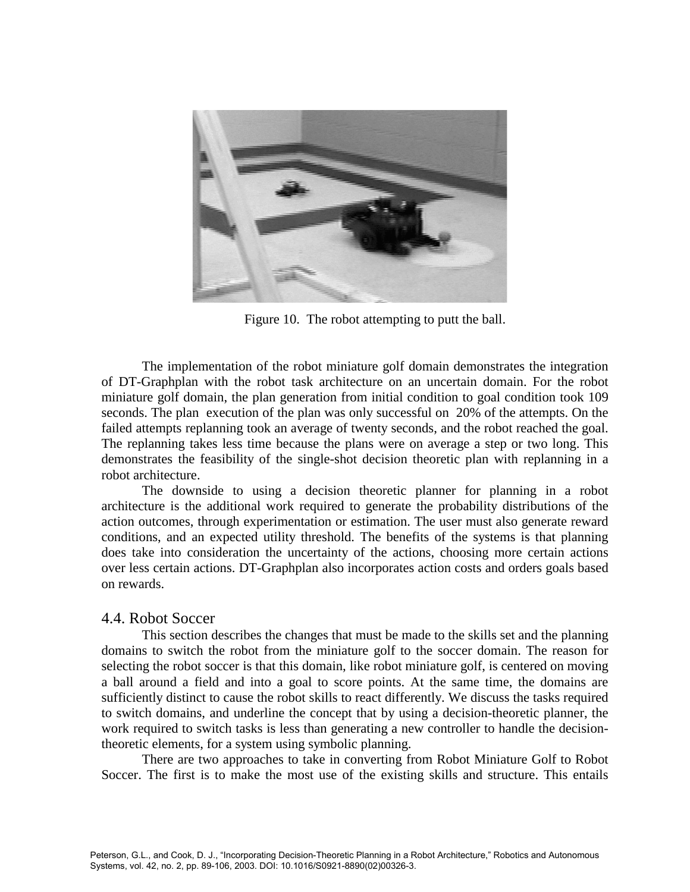Figure 10. The robot attempting to putt the ball.

The implementation of the robot miniature golf domain demonstrates the integration of DT-Graphplan with the robot task architecture on an uncertain domain. For the robot miniature golf domain, the plan generation from initial condition to goal condition took 109 seconds. The plan execution of the plan was only successful on 20% of the attempts. On the failed attempts replanning took an average of twenty seconds, and the robot reached the goal. The replanning takes less time because the plans were on average a step or two long. This demonstrates the feasibility of the single-shot decision theoretic plan with replanning in a robot architecture.

The downside to using a decision theoretic planner for planning in a robot architecture is the additional work required to generate the probability distributions of the action outcomes, through experimentation or estimation. The user must also generate reward conditions, and an expected utility threshold. The benefits of the systems is that planning does take into consideration the uncertainty of the actions, choosing more certain actions over less certain actions. DT-Graphplan also incorporates action costs and orders goals based on rewards.

## 4.4. Robot Soccer

This section describes the changes that must be made to the skills set and the planning domains to switch the robot from the miniature golf to the soccer domain. The reason for selecting the robot soccer is that this domain, like robot miniature golf, is centered on moving a ball around a field and into a goal to score points. At the same time, the domains are sufficiently distinct to cause the robot skills to react differently. We discuss the tasks required to switch domains, and underline the concept that by using a decision-theoretic planner, the work required to switch tasks is less than generating a new controller to handle the decision-theoretic elements, for a system using symbolic planning.

There are two approaches to take in converting from Robot Miniature Golf to Robot Soccer. The first is to make the most use of the existing skills and structure. This entails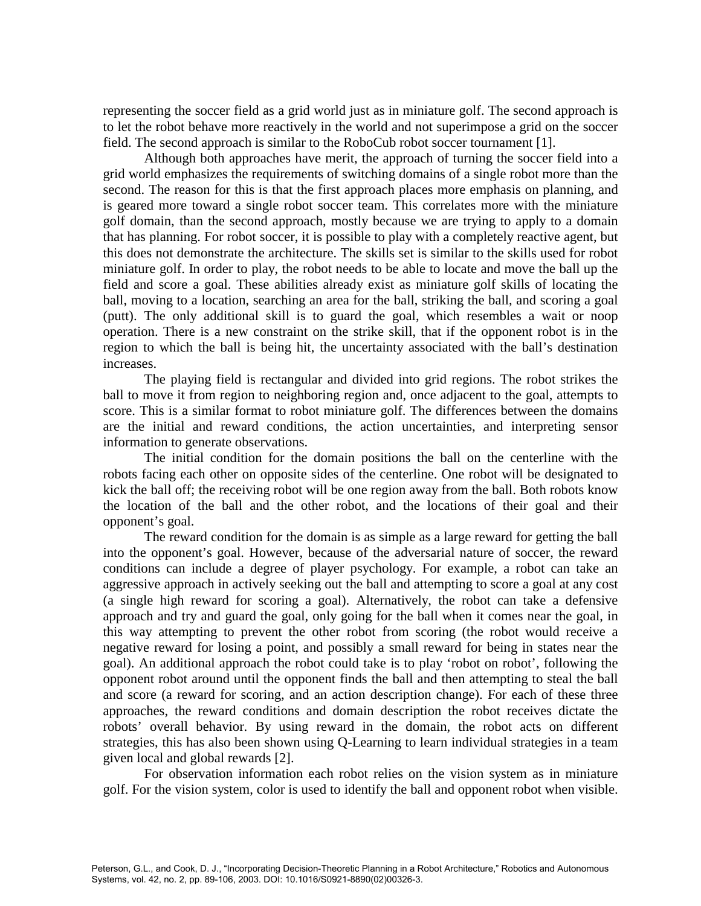representing the soccer field as a grid world just as in miniature golf. The second approach is to let the robot behave more reactively in the world and not superimpose a grid on the soccer field. The second approach is similar to the RoboCub robot soccer tournament [1].

Although both approaches have merit, the approach of turning the soccer field into a grid world emphasizes the requirements of switching domains of a single robot more than the second. The reason for this is that the first approach places more emphasis on planning, and is geared more toward a single robot soccer team. This correlates more with the miniature golf domain, than the second approach, mostly because we are trying to apply to a domain that has planning. For robot soccer, it is possible to play with a completely reactive agent, but this does not demonstrate the architecture. The skills set is similar to the skills used for robot miniature golf. In order to play, the robot needs to be able to locate and move the ball up the field and score a goal. These abilities already exist as miniature golf skills of locating the ball, moving to a location, searching an area for the ball, striking the ball, and scoring a goal (putt). The only additional skill is to guard the goal, which resembles a wait or noop operation. There is a new constraint on the strike skill, that if the opponent robot is in the region to which the ball is being hit, the uncertainty associated with the ball's destination increases.

The playing field is rectangular and divided into grid regions. The robot strikes the ball to move it from region to neighboring region and, once adjacent to the goal, attempts to score. This is a similar format to robot miniature golf. The differences between the domains are the initial and reward conditions, the action uncertainties, and interpreting sensor information to generate observations.

The initial condition for the domain positions the ball on the centerline with the robots facing each other on opposite sides of the centerline. One robot will be designated to kick the ball off; the receiving robot will be one region away from the ball. Both robots know the location of the ball and the other robot, and the locations of their goal and their opponent's goal.

The reward condition for the domain is as simple as a large reward for getting the ball into the opponent's goal. However, because of the adversarial nature of soccer, the reward conditions can include a degree of player psychology. For example, a robot can take an aggressive approach in actively seeking out the ball and attempting to score a goal at any cost (a single high reward for scoring a goal). Alternatively, the robot can take a defensive approach and try and guard the goal, only going for the ball when it comes near the goal, in this way attempting to prevent the other robot from scoring (the robot would receive a negative reward for losing a point, and possibly a small reward for being in states near the goal). An additional approach the robot could take is to play 'robot on robot', following the opponent robot around until the opponent finds the ball and then attempting to steal the ball and score (a reward for scoring, and an action description change). For each of these three approaches, the reward conditions and domain description the robot receives dictate the robots' overall behavior. By using reward in the domain, the robot acts on different strategies, this has also been shown using Q-Learning to learn individual strategies in a team given local and global rewards [2].

For observation information each robot relies on the vision system as in miniature golf. For the vision system, color is used to identify the ball and opponent robot when visible.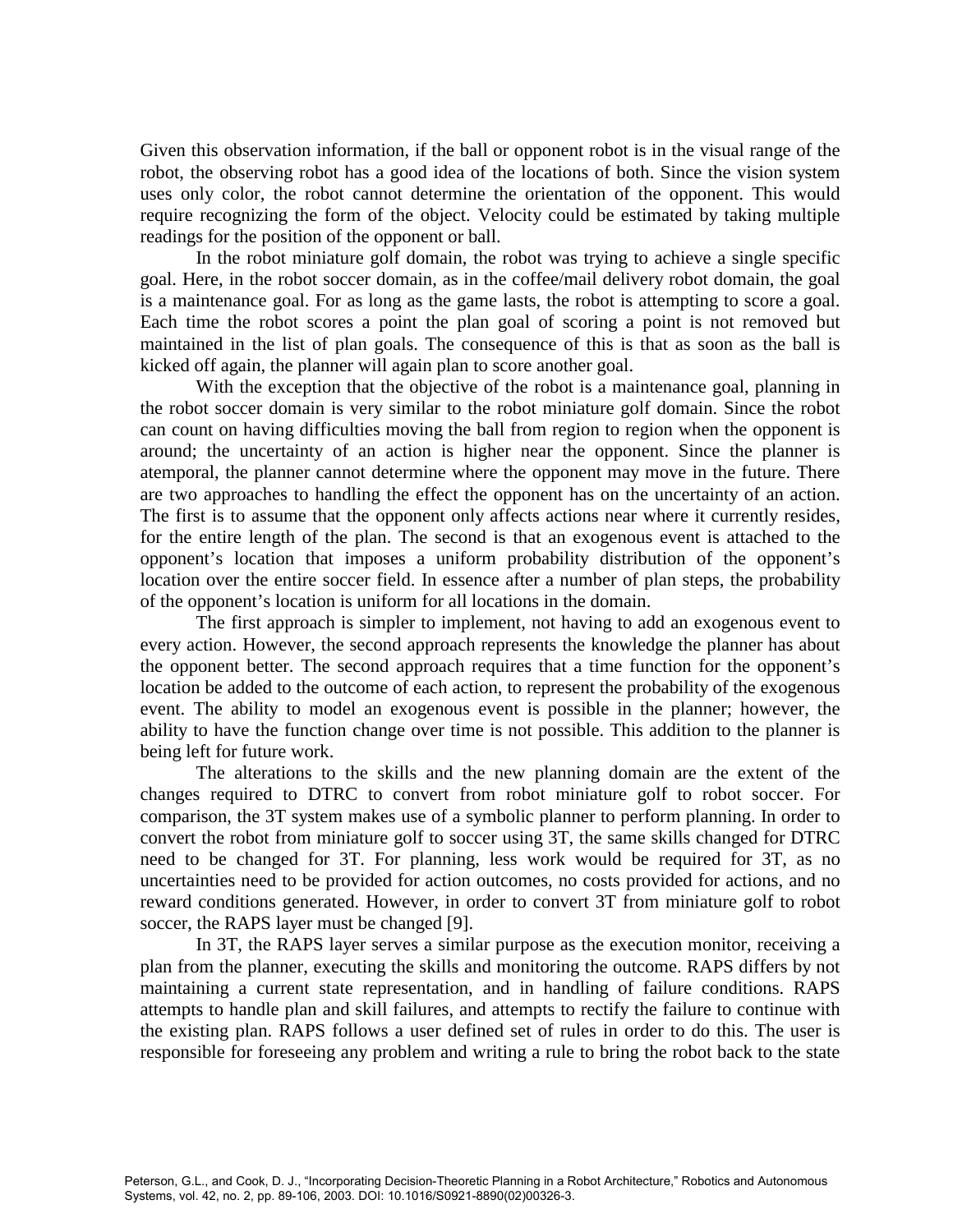Given this observation information, if the ball or opponent robot is in the visual range of the robot, the observing robot has a good idea of the locations of both. Since the vision system uses only color, the robot cannot determine the orientation of the opponent. This would require recognizing the form of the object. Velocity could be estimated by taking multiple readings for the position of the opponent or ball.

In the robot miniature golf domain, the robot was trying to achieve a single specific goal. Here, in the robot soccer domain, as in the coffee/mail delivery robot domain, the goal is a maintenance goal. For as long as the game lasts, the robot is attempting to score a goal. Each time the robot scores a point the plan goal of scoring a point is not removed but maintained in the list of plan goals. The consequence of this is that as soon as the ball is kicked off again, the planner will again plan to score another goal.

With the exception that the objective of the robot is a maintenance goal, planning in the robot soccer domain is very similar to the robot miniature golf domain. Since the robot can count on having difficulties moving the ball from region to region when the opponent is around; the uncertainty of an action is higher near the opponent. Since the planner is atemporal, the planner cannot determine where the opponent may move in the future. There are two approaches to handling the effect the opponent has on the uncertainty of an action. The first is to assume that the opponent only affects actions near where it currently resides, for the entire length of the plan. The second is that an exogenous event is attached to the opponent's location that imposes a uniform probability distribution of the opponent's location over the entire soccer field. In essence after a number of plan steps, the probability of the opponent's location is uniform for all locations in the domain.

The first approach is simpler to implement, not having to add an exogenous event to every action. However, the second approach represents the knowledge the planner has about the opponent better. The second approach requires that a time function for the opponent's location be added to the outcome of each action, to represent the probability of the exogenous event. The ability to model an exogenous event is possible in the planner; however, the ability to have the function change over time is not possible. This addition to the planner is being left for future work.

The alterations to the skills and the new planning domain are the extent of the changes required to DTRC to convert from robot miniature golf to robot soccer. For comparison, the 3T system makes use of a symbolic planner to perform planning. In order to convert the robot from miniature golf to soccer using 3T, the same skills changed for DTRC need to be changed for 3T. For planning, less work would be required for 3T, as no uncertainties need to be provided for action outcomes, no costs provided for actions, and no reward conditions generated. However, in order to convert 3T from miniature golf to robot soccer, the RAPS layer must be changed [9].

In 3T, the RAPS layer serves a similar purpose as the execution monitor, receiving a plan from the planner, executing the skills and monitoring the outcome. RAPS differs by not maintaining a current state representation, and in handling of failure conditions. RAPS attempts to handle plan and skill failures, and attempts to rectify the failure to continue with the existing plan. RAPS follows a user defined set of rules in order to do this. The user is responsible for foreseeing any problem and writing a rule to bring the robot back to the state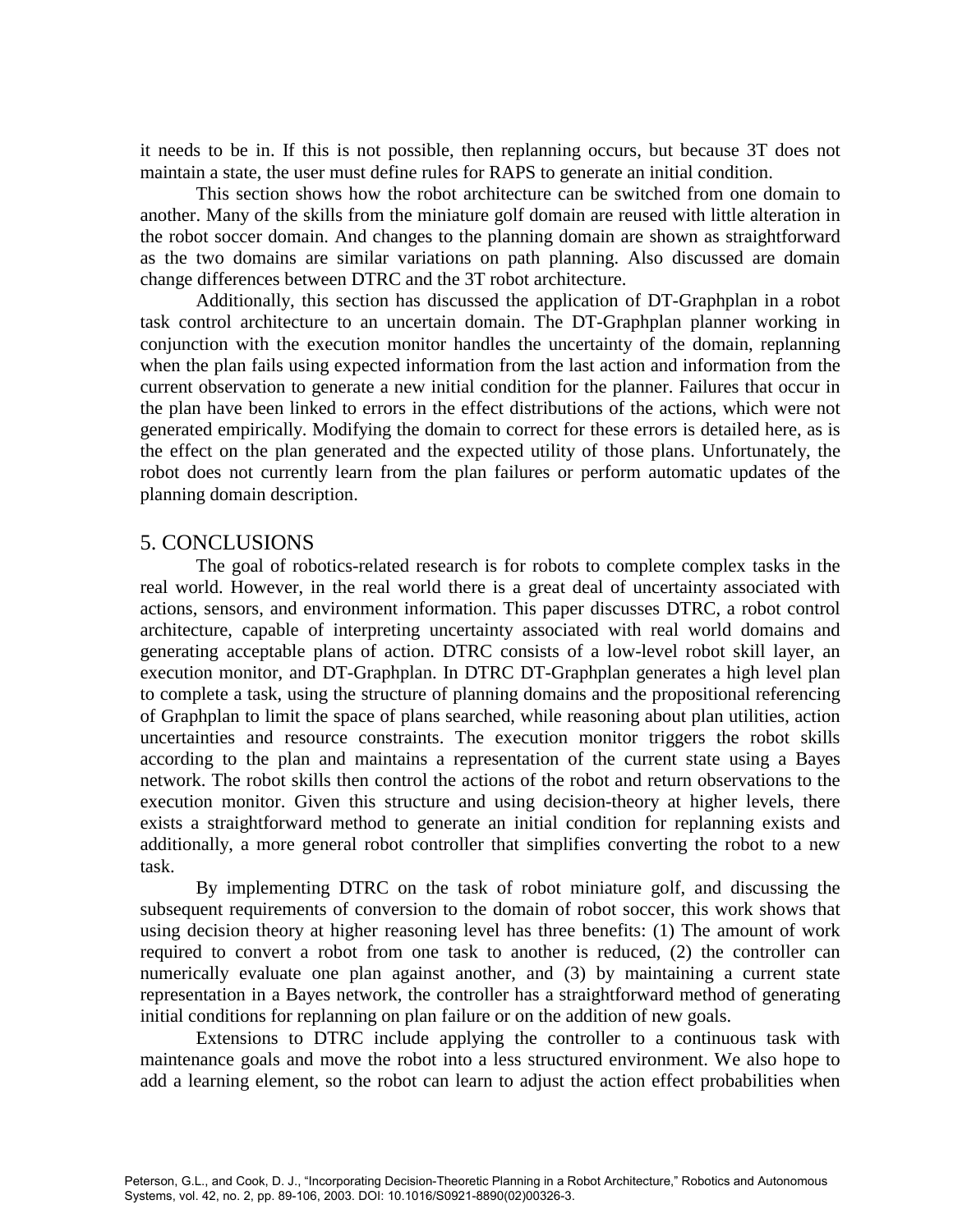it needs to be in. If this is not possible, then replanning occurs, but because 3T does not maintain a state, the user must define rules for RAPS to generate an initial condition.

This section shows how the robot architecture can be switched from one domain to another. Many of the skills from the miniature golf domain are reused with little alteration in the robot soccer domain. And changes to the planning domain are shown as straightforward as the two domains are similar variations on path planning. Also discussed are domain change differences between DTRC and the 3T robot architecture.

Additionally, this section has discussed the application of DT-Graphplan in a robot task control architecture to an uncertain domain. The DT-Graphplan planner working in conjunction with the execution monitor handles the uncertainty of the domain, replanning when the plan fails using expected information from the last action and information from the current observation to generate a new initial condition for the planner. Failures that occur in the plan have been linked to errors in the effect distributions of the actions, which were not generated empirically. Modifying the domain to correct for these errors is detailed here, as is the effect on the plan generated and the expected utility of those plans. Unfortunately, the robot does not currently learn from the plan failures or perform automatic updates of the planning domain description.

## 5. CONCLUSIONS

The goal of robotics-related research is for robots to complete complex tasks in the real world. However, in the real world there is a great deal of uncertainty associated with actions, sensors, and environment information. This paper discusses DTRC, a robot control architecture, capable of interpreting uncertainty associated with real world domains and generating acceptable plans of action. DTRC consists of a low-level robot skill layer, an execution monitor, and DT-Graphplan. In DTRC DT-Graphplan generates a high level plan to complete a task, using the structure of planning domains and the propositional referencing of Graphplan to limit the space of plans searched, while reasoning about plan utilities, action uncertainties and resource constraints. The execution monitor triggers the robot skills according to the plan and maintains a representation of the current state using a Bayes network. The robot skills then control the actions of the robot and return observations to the execution monitor. Given this structure and using decision-theory at higher levels, there exists a straightforward method to generate an initial condition for replanning exists and additionally, a more general robot controller that simplifies converting the robot to a new task.

By implementing DTRC on the task of robot miniature golf, and discussing the subsequent requirements of conversion to the domain of robot soccer, this work shows that using decision theory at higher reasoning level has three benefits: (1) The amount of work required to convert a robot from one task to another is reduced, (2) the controller can numerically evaluate one plan against another, and (3) by maintaining a current state representation in a Bayes network, the controller has a straightforward method of generating initial conditions for replanning on plan failure or on the addition of new goals.

Extensions to DTRC include applying the controller to a continuous task with maintenance goals and move the robot into a less structured environment. We also hope to add a learning element, so the robot can learn to adjust the action effect probabilities when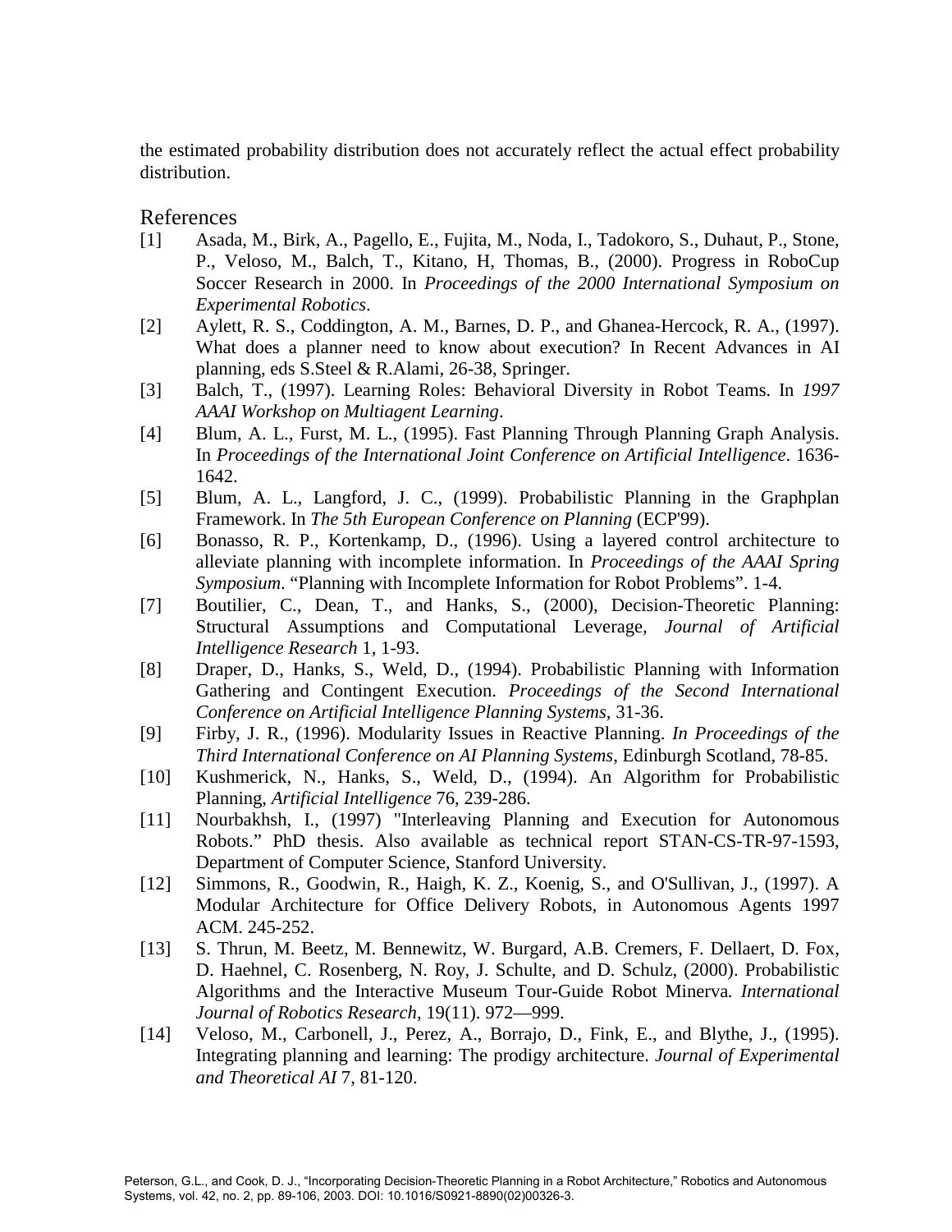the estimated probability distribution does not accurately reflect the actual effect probability distribution.

## References

[1] Asada, M., Birk, A., Pagello, E., Fujita, M., Noda, I., Tadokoro, S., Duhaut, P., Stone, P., Veloso, M., Balch, T., Kitano, H, Thomas, B., (2000). Progress in RoboCup Soccer Research in 2000. In *Proceedings of the 2000 International Symposium on Experimental Robotics*.

[2] Aylett, R. S., Coddington, A. M., Barnes, D. P., and Ghanea-Hercock, R. A., (1997). What does a planner need to know about execution? In Recent Advances in AI planning, eds S.Steel & R.Alami, 26-38, Springer.

[3] Balch, T., (1997). Learning Roles: Behavioral Diversity in Robot Teams. In *1997 AAAI Workshop on Multiagent Learning*.

[4] Blum, A. L., Furst, M. L., (1995). Fast Planning Through Planning Graph Analysis. In *Proceedings of the International Joint Conference on Artificial Intelligence*. 1636-1642.

[5] Blum, A. L., Langford, J. C., (1999). Probabilistic Planning in the Graphplan Framework. In *The 5th European Conference on Planning* (ECP'99).

[6] Bonasso, R. P., Kortenkamp, D., (1996). Using a layered control architecture to alleviate planning with incomplete information. In *Proceedings of the AAAI Spring Symposium*. “Planning with Incomplete Information for Robot Problems”. 1-4.

[7] Boutilier, C., Dean, T., and Hanks, S., (2000), Decision-Theoretic Planning: Structural Assumptions and Computational Leverage, *Journal of Artificial Intelligence Research* 1, 1-93.

[8] Draper, D., Hanks, S., Weld, D., (1994). Probabilistic Planning with Information Gathering and Contingent Execution. *Proceedings of the Second International Conference on Artificial Intelligence Planning Systems,* 31-36.

[9] Firby, J. R., (1996). Modularity Issues in Reactive Planning. *In Proceedings of the Third International Conference on AI Planning Systems*, Edinburgh Scotland, 78-85.

[10] Kushmerick, N., Hanks, S., Weld, D., (1994). An Algorithm for Probabilistic Planning, *Artificial Intelligence* 76, 239-286.

[11] Nourbakhsh, I., (1997) "Interleaving Planning and Execution for Autonomous Robots.” PhD thesis. Also available as technical report STAN-CS-TR-97-1593, Department of Computer Science, Stanford University.

[12] Simmons, R., Goodwin, R., Haigh, K. Z., Koenig, S., and O'Sullivan, J., (1997). A Modular Architecture for Office Delivery Robots, in Autonomous Agents 1997 ACM. 245-252.

[13] S. Thrun, M. Beetz, M. Bennewitz, W. Burgard, A.B. Cremers, F. Dellaert, D. Fox, D. Haehnel, C. Rosenberg, N. Roy, J. Schulte, and D. Schulz, (2000). Probabilistic Algorithms and the Interactive Museum Tour-Guide Robot Minerva*. International Journal of Robotics Research*, 19(11). 972—999.

[14] Veloso, M., Carbonell, J., Perez, A., Borrajo, D., Fink, E., and Blythe, J., (1995). Integrating planning and learning: The prodigy architecture. *Journal of Experimental and Theoretical AI* 7, 81-120.